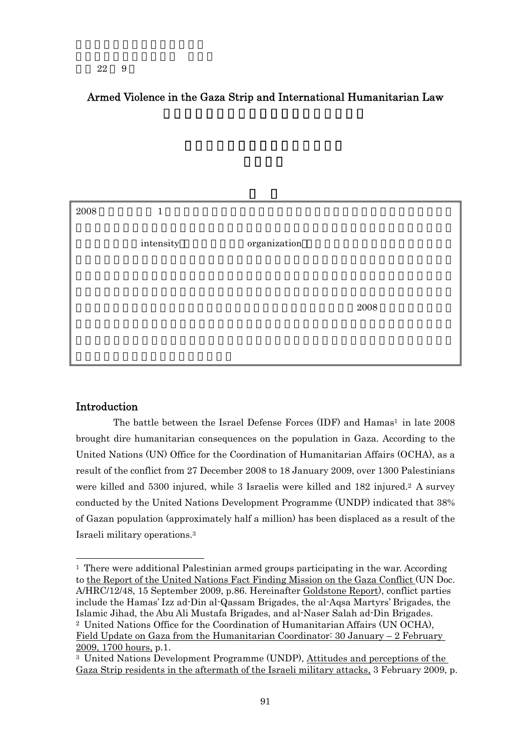# Armed Violence in the Gaza Strip and International Humanitarian Law

## Introduction

The battle between the Israel Defense Forces (IDF) and Hamas[1] in late 2008 brought dire humanitarian consequences on the population in Gaza. According to the United Nations (UN) Office for the Coordination of Humanitarian Affairs (OCHA), as a result of the conflict from 27 December 2008 to 18 January 2009, over 1300 Palestinians were killed and 5300 injured, while 3 Israelis were killed and 182 injured.[2] A survey conducted by the United Nations Development Programme (UNDP) indicated that 38% of Gazan population (approximately half a million) has been displaced as a result of the Israeli military operations.[3]

---

[1] There were additional Palestinian armed groups participating in the war. According to the Report of the United Nations Fact Finding Mission on the Gaza Conflict (UN Doc. A/HRC/12/48, 15 September 2009, p.86. Hereinafter Goldstone Report), conflict parties include the Hamas' Izz ad-Din al-Qassam Brigades, the al-Aqsa Martyrs' Brigades, the Islamic Jihad, the Abu Ali Mustafa Brigades, and al-Naser Salah ad-Din Brigades.

[2] United Nations Office for the Coordination of Humanitarian Affairs (UN OCHA), Field Update on Gaza from the Humanitarian Coordinator: 30 January – 2 February 2009, 1700 hours, p.1.

[3] United Nations Development Programme (UNDP), Attitudes and perceptions of the Gaza Strip residents in the aftermath of the Israeli military attacks, 3 February 2009, p.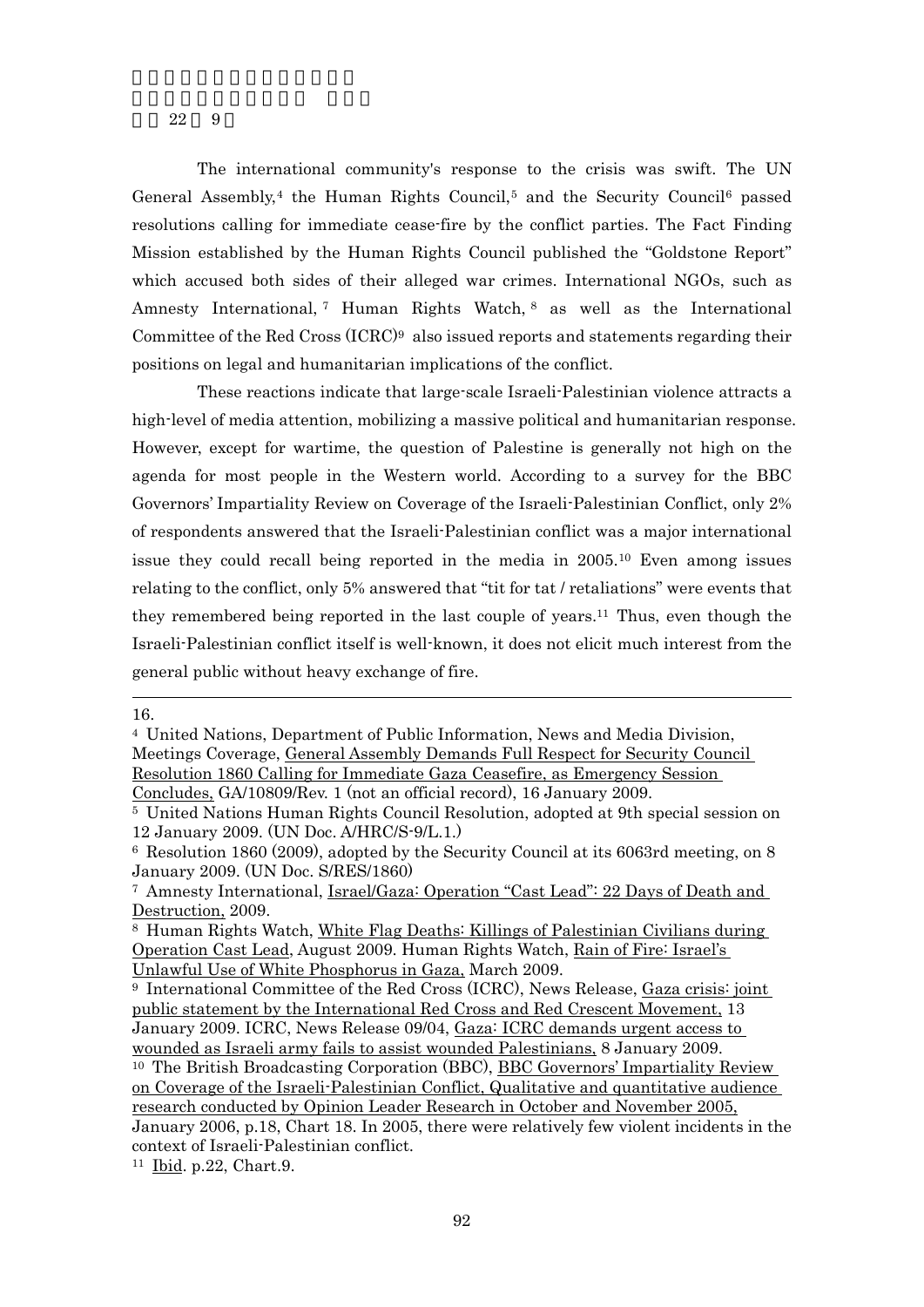The international community's response to the crisis was swift. The UN General Assembly,[4] the Human Rights Council,[5] and the Security Council[6] passed resolutions calling for immediate cease-fire by the conflict parties. The Fact Finding Mission established by the Human Rights Council published the "Goldstone Report" which accused both sides of their alleged war crimes. International NGOs, such as Amnesty International,[7] Human Rights Watch,[8] as well as the International Committee of the Red Cross (ICRC)[9] also issued reports and statements regarding their positions on legal and humanitarian implications of the conflict.

These reactions indicate that large-scale Israeli-Palestinian violence attracts a high-level of media attention, mobilizing a massive political and humanitarian response. However, except for wartime, the question of Palestine is generally not high on the agenda for most people in the Western world. According to a survey for the BBC Governors' Impartiality Review on Coverage of the Israeli-Palestinian Conflict, only 2% of respondents answered that the Israeli-Palestinian conflict was a major international issue they could recall being reported in the media in 2005.[10] Even among issues relating to the conflict, only 5% answered that "tit for tat / retaliations" were events that they remembered being reported in the last couple of years.[11] Thus, even though the Israeli-Palestinian conflict itself is well-known, it does not elicit much interest from the general public without heavy exchange of fire.

---

16.

[4] United Nations, Department of Public Information, News and Media Division, Meetings Coverage, General Assembly Demands Full Respect for Security Council Resolution 1860 Calling for Immediate Gaza Ceasefire, as Emergency Session Concludes, GA/10809/Rev. 1 (not an official record), 16 January 2009.

[5] United Nations Human Rights Council Resolution, adopted at 9th special session on 12 January 2009. (UN Doc. A/HRC/S-9/L.1.)

[6] Resolution 1860 (2009), adopted by the Security Council at its 6063rd meeting, on 8 January 2009. (UN Doc. S/RES/1860)

[7] Amnesty International, Israel/Gaza: Operation "Cast Lead": 22 Days of Death and Destruction, 2009.

[8] Human Rights Watch, White Flag Deaths: Killings of Palestinian Civilians during Operation Cast Lead, August 2009. Human Rights Watch, Rain of Fire: Israel's Unlawful Use of White Phosphorus in Gaza, March 2009.

[9] International Committee of the Red Cross (ICRC), News Release, Gaza crisis: joint public statement by the International Red Cross and Red Crescent Movement, 13 January 2009. ICRC, News Release 09/04, Gaza: ICRC demands urgent access to wounded as Israeli army fails to assist wounded Palestinians, 8 January 2009.

[10] The British Broadcasting Corporation (BBC), BBC Governors' Impartiality Review on Coverage of the Israeli-Palestinian Conflict, Qualitative and quantitative audience research conducted by Opinion Leader Research in October and November 2005, January 2006, p.18, Chart 18. In 2005, there were relatively few violent incidents in the context of Israeli-Palestinian conflict.

[11] Ibid. p.22, Chart.9.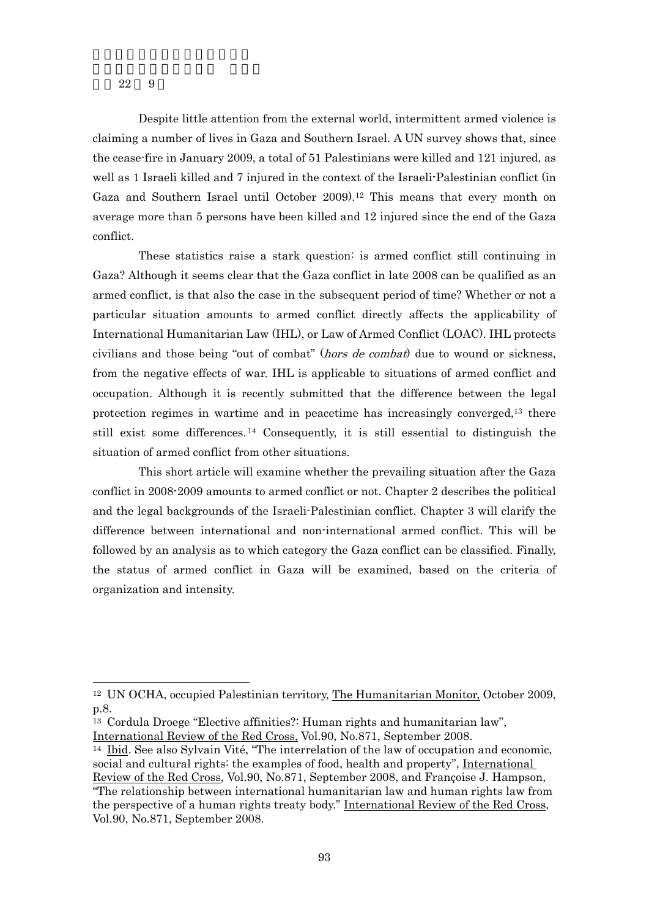Despite little attention from the external world, intermittent armed violence is claiming a number of lives in Gaza and Southern Israel. A UN survey shows that, since the cease-fire in January 2009, a total of 51 Palestinians were killed and 121 injured, as well as 1 Israeli killed and 7 injured in the context of the Israeli-Palestinian conflict (in Gaza and Southern Israel until October 2009).[12] This means that every month on average more than 5 persons have been killed and 12 injured since the end of the Gaza conflict.

These statistics raise a stark question: is armed conflict still continuing in Gaza? Although it seems clear that the Gaza conflict in late 2008 can be qualified as an armed conflict, is that also the case in the subsequent period of time? Whether or not a particular situation amounts to armed conflict directly affects the applicability of International Humanitarian Law (IHL), or Law of Armed Conflict (LOAC). IHL protects civilians and those being "out of combat" (*hors de combat*) due to wound or sickness, from the negative effects of war. IHL is applicable to situations of armed conflict and occupation. Although it is recently submitted that the difference between the legal protection regimes in wartime and in peacetime has increasingly converged,[13] there still exist some differences.[14] Consequently, it is still essential to distinguish the situation of armed conflict from other situations.

This short article will examine whether the prevailing situation after the Gaza conflict in 2008-2009 amounts to armed conflict or not. Chapter 2 describes the political and the legal backgrounds of the Israeli-Palestinian conflict. Chapter 3 will clarify the difference between international and non-international armed conflict. This will be followed by an analysis as to which category the Gaza conflict can be classified. Finally, the status of armed conflict in Gaza will be examined, based on the criteria of organization and intensity.

---

[12] UN OCHA, occupied Palestinian territory, The Humanitarian Monitor, October 2009, p.8.

[13] Cordula Droege "Elective affinities?: Human rights and humanitarian law", International Review of the Red Cross, Vol.90, No.871, September 2008.

[14] Ibid. See also Sylvain Vité, "The interrelation of the law of occupation and economic, social and cultural rights: the examples of food, health and property", International Review of the Red Cross, Vol.90, No.871, September 2008, and Françoise J. Hampson, "The relationship between international humanitarian law and human rights law from the perspective of a human rights treaty body." International Review of the Red Cross, Vol.90, No.871, September 2008.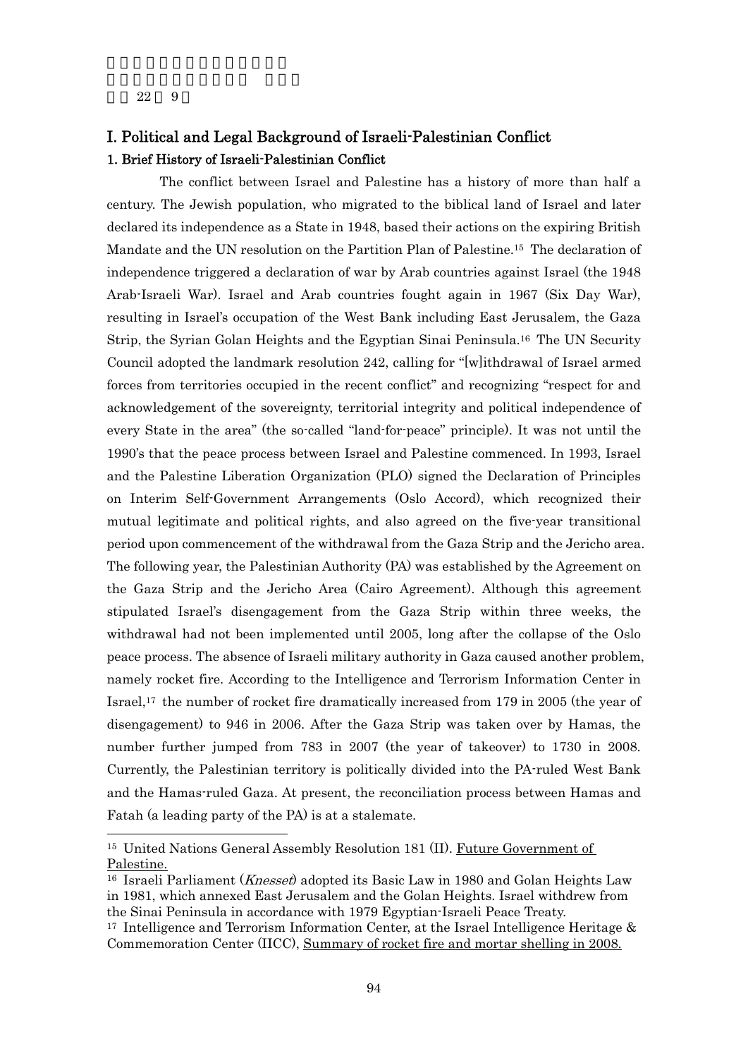## I. Political and Legal Background of Israeli-Palestinian Conflict

### 1. Brief History of Israeli-Palestinian Conflict

The conflict between Israel and Palestine has a history of more than half a century. The Jewish population, who migrated to the biblical land of Israel and later declared its independence as a State in 1948, based their actions on the expiring British Mandate and the UN resolution on the Partition Plan of Palestine.[15] The declaration of independence triggered a declaration of war by Arab countries against Israel (the 1948 Arab-Israeli War). Israel and Arab countries fought again in 1967 (Six Day War), resulting in Israel's occupation of the West Bank including East Jerusalem, the Gaza Strip, the Syrian Golan Heights and the Egyptian Sinai Peninsula.[16] The UN Security Council adopted the landmark resolution 242, calling for "[w]ithdrawal of Israel armed forces from territories occupied in the recent conflict" and recognizing "respect for and acknowledgement of the sovereignty, territorial integrity and political independence of every State in the area" (the so-called "land-for-peace" principle). It was not until the 1990's that the peace process between Israel and Palestine commenced. In 1993, Israel and the Palestine Liberation Organization (PLO) signed the Declaration of Principles on Interim Self-Government Arrangements (Oslo Accord), which recognized their mutual legitimate and political rights, and also agreed on the five-year transitional period upon commencement of the withdrawal from the Gaza Strip and the Jericho area. The following year, the Palestinian Authority (PA) was established by the Agreement on the Gaza Strip and the Jericho Area (Cairo Agreement). Although this agreement stipulated Israel's disengagement from the Gaza Strip within three weeks, the withdrawal had not been implemented until 2005, long after the collapse of the Oslo peace process. The absence of Israeli military authority in Gaza caused another problem, namely rocket fire. According to the Intelligence and Terrorism Information Center in Israel,[17] the number of rocket fire dramatically increased from 179 in 2005 (the year of disengagement) to 946 in 2006. After the Gaza Strip was taken over by Hamas, the number further jumped from 783 in 2007 (the year of takeover) to 1730 in 2008. Currently, the Palestinian territory is politically divided into the PA-ruled West Bank and the Hamas-ruled Gaza. At present, the reconciliation process between Hamas and Fatah (a leading party of the PA) is at a stalemate.

---

[15] United Nations General Assembly Resolution 181 (II). Future Government of Palestine.

[16] Israeli Parliament (*Knesset*) adopted its Basic Law in 1980 and Golan Heights Law in 1981, which annexed East Jerusalem and the Golan Heights. Israel withdrew from the Sinai Peninsula in accordance with 1979 Egyptian-Israeli Peace Treaty.

[17] Intelligence and Terrorism Information Center, at the Israel Intelligence Heritage & Commemoration Center (IICC), Summary of rocket fire and mortar shelling in 2008.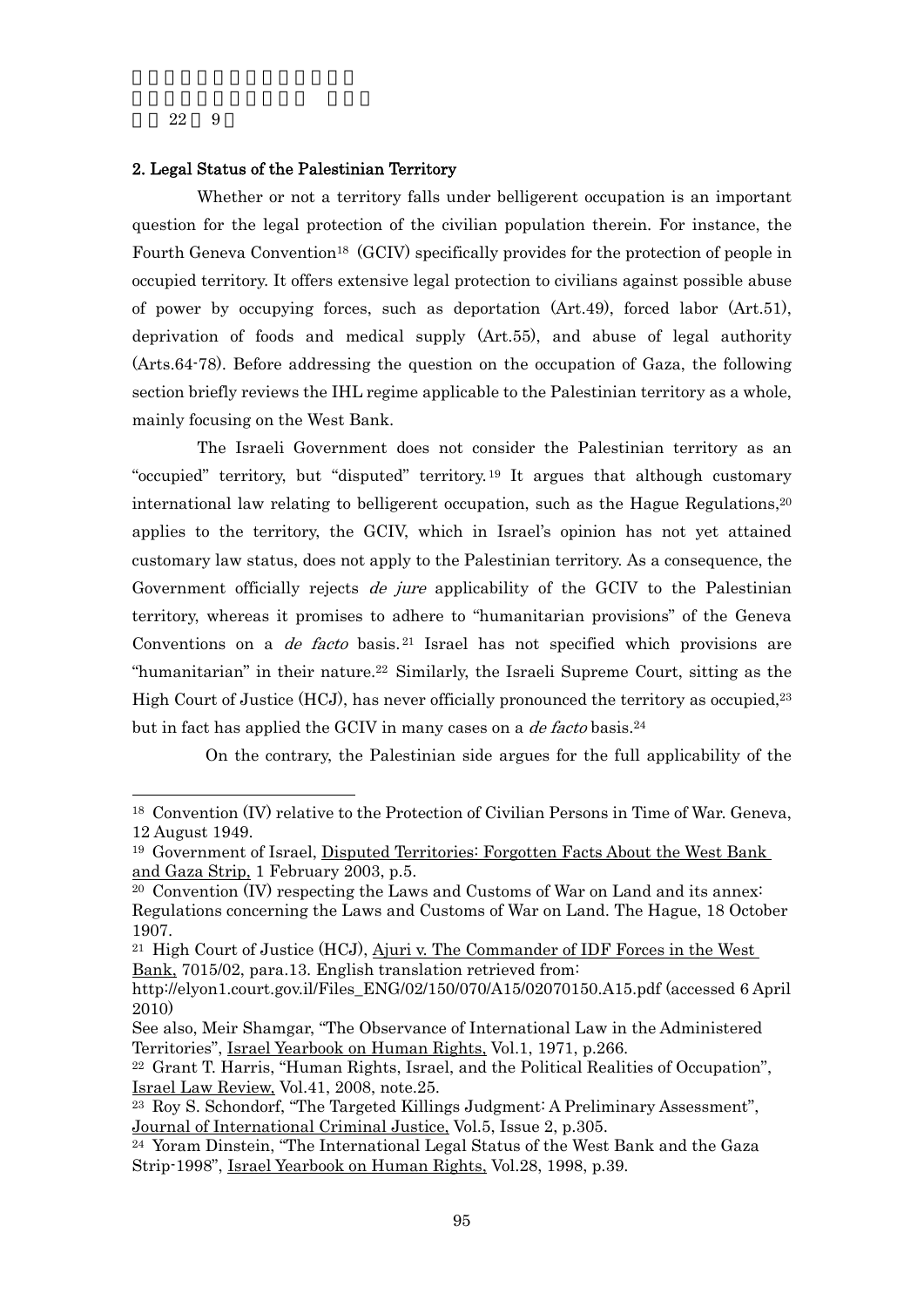## 2. Legal Status of the Palestinian Territory

Whether or not a territory falls under belligerent occupation is an important question for the legal protection of the civilian population therein. For instance, the Fourth Geneva Convention[18] (GCIV) specifically provides for the protection of people in occupied territory. It offers extensive legal protection to civilians against possible abuse of power by occupying forces, such as deportation (Art.49), forced labor (Art.51), deprivation of foods and medical supply (Art.55), and abuse of legal authority (Arts.64-78). Before addressing the question on the occupation of Gaza, the following section briefly reviews the IHL regime applicable to the Palestinian territory as a whole, mainly focusing on the West Bank.

The Israeli Government does not consider the Palestinian territory as an "occupied" territory, but "disputed" territory.[19] It argues that although customary international law relating to belligerent occupation, such as the Hague Regulations,[20] applies to the territory, the GCIV, which in Israel's opinion has not yet attained customary law status, does not apply to the Palestinian territory. As a consequence, the Government officially rejects *de jure* applicability of the GCIV to the Palestinian territory, whereas it promises to adhere to "humanitarian provisions" of the Geneva Conventions on a *de facto* basis.[21] Israel has not specified which provisions are "humanitarian" in their nature.[22] Similarly, the Israeli Supreme Court, sitting as the High Court of Justice (HCJ), has never officially pronounced the territory as occupied,[23] but in fact has applied the GCIV in many cases on a *de facto* basis.[24]

On the contrary, the Palestinian side argues for the full applicability of the

---

[18] Convention (IV) relative to the Protection of Civilian Persons in Time of War. Geneva, 12 August 1949.

[19] Government of Israel, Disputed Territories: Forgotten Facts About the West Bank and Gaza Strip, 1 February 2003, p.5.

[20] Convention (IV) respecting the Laws and Customs of War on Land and its annex: Regulations concerning the Laws and Customs of War on Land. The Hague, 18 October 1907.

[21] High Court of Justice (HCJ), Ajuri v. The Commander of IDF Forces in the West Bank, 7015/02, para.13. English translation retrieved from: http://elyon1.court.gov.il/Files_ENG/02/150/070/A15/02070150.A15.pdf (accessed 6 April 2010)
See also, Meir Shamgar, "The Observance of International Law in the Administered Territories", Israel Yearbook on Human Rights, Vol.1, 1971, p.266.

[22] Grant T. Harris, "Human Rights, Israel, and the Political Realities of Occupation", Israel Law Review, Vol.41, 2008, note.25.

[23] Roy S. Schondorf, "The Targeted Killings Judgment: A Preliminary Assessment", Journal of International Criminal Justice, Vol.5, Issue 2, p.305.

[24] Yoram Dinstein, "The International Legal Status of the West Bank and the Gaza Strip-1998", Israel Yearbook on Human Rights, Vol.28, 1998, p.39.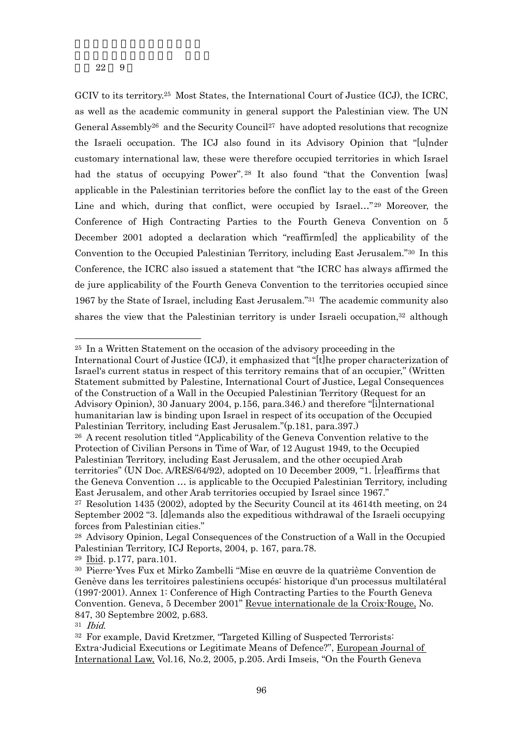GCIV to its territory.[25] Most States, the International Court of Justice (ICJ), the ICRC, as well as the academic community in general support the Palestinian view. The UN General Assembly[26] and the Security Council[27] have adopted resolutions that recognize the Israeli occupation. The ICJ also found in its Advisory Opinion that "[u]nder customary international law, these were therefore occupied territories in which Israel had the status of occupying Power".[28] It also found "that the Convention [was] applicable in the Palestinian territories before the conflict lay to the east of the Green Line and which, during that conflict, were occupied by Israel…"[29] Moreover, the Conference of High Contracting Parties to the Fourth Geneva Convention on 5 December 2001 adopted a declaration which "reaffirm[ed] the applicability of the Convention to the Occupied Palestinian Territory, including East Jerusalem."[30] In this Conference, the ICRC also issued a statement that "the ICRC has always affirmed the de jure applicability of the Fourth Geneva Convention to the territories occupied since 1967 by the State of Israel, including East Jerusalem."[31] The academic community also shares the view that the Palestinian territory is under Israeli occupation,[32] although

---

[25] In a Written Statement on the occasion of the advisory proceeding in the International Court of Justice (ICJ), it emphasized that "[t]he proper characterization of Israel's current status in respect of this territory remains that of an occupier," (Written Statement submitted by Palestine, International Court of Justice, Legal Consequences of the Construction of a Wall in the Occupied Palestinian Territory (Request for an Advisory Opinion), 30 January 2004, p.156, para.346.) and therefore "[i]nternational humanitarian law is binding upon Israel in respect of its occupation of the Occupied Palestinian Territory, including East Jerusalem."(p.181, para.397.)

[26] A recent resolution titled "Applicability of the Geneva Convention relative to the Protection of Civilian Persons in Time of War, of 12 August 1949, to the Occupied Palestinian Territory, including East Jerusalem, and the other occupied Arab territories" (UN Doc. A/RES/64/92), adopted on 10 December 2009, "1. [r]eaffirms that the Geneva Convention … is applicable to the Occupied Palestinian Territory, including East Jerusalem, and other Arab territories occupied by Israel since 1967."

[27] Resolution 1435 (2002), adopted by the Security Council at its 4614th meeting, on 24 September 2002 "3. [d]emands also the expeditious withdrawal of the Israeli occupying forces from Palestinian cities."

[28] Advisory Opinion, Legal Consequences of the Construction of a Wall in the Occupied Palestinian Territory, ICJ Reports, 2004, p. 167, para.78.

[29] Ibid. p.177, para.101.

[30] Pierre-Yves Fux et Mirko Zambelli "Mise en œuvre de la quatrième Convention de Genève dans les territoires palestiniens occupés: historique d'un processus multilatéral (1997-2001). Annex 1: Conference of High Contracting Parties to the Fourth Geneva Convention. Geneva, 5 December 2001" Revue internationale de la Croix-Rouge, No. 847, 30 Septembre 2002, p.683.

[31] *Ibid.*

[32] For example, David Kretzmer, "Targeted Killing of Suspected Terrorists: Extra-Judicial Executions or Legitimate Means of Defence?", European Journal of International Law, Vol.16, No.2, 2005, p.205. Ardi Imseis, "On the Fourth Geneva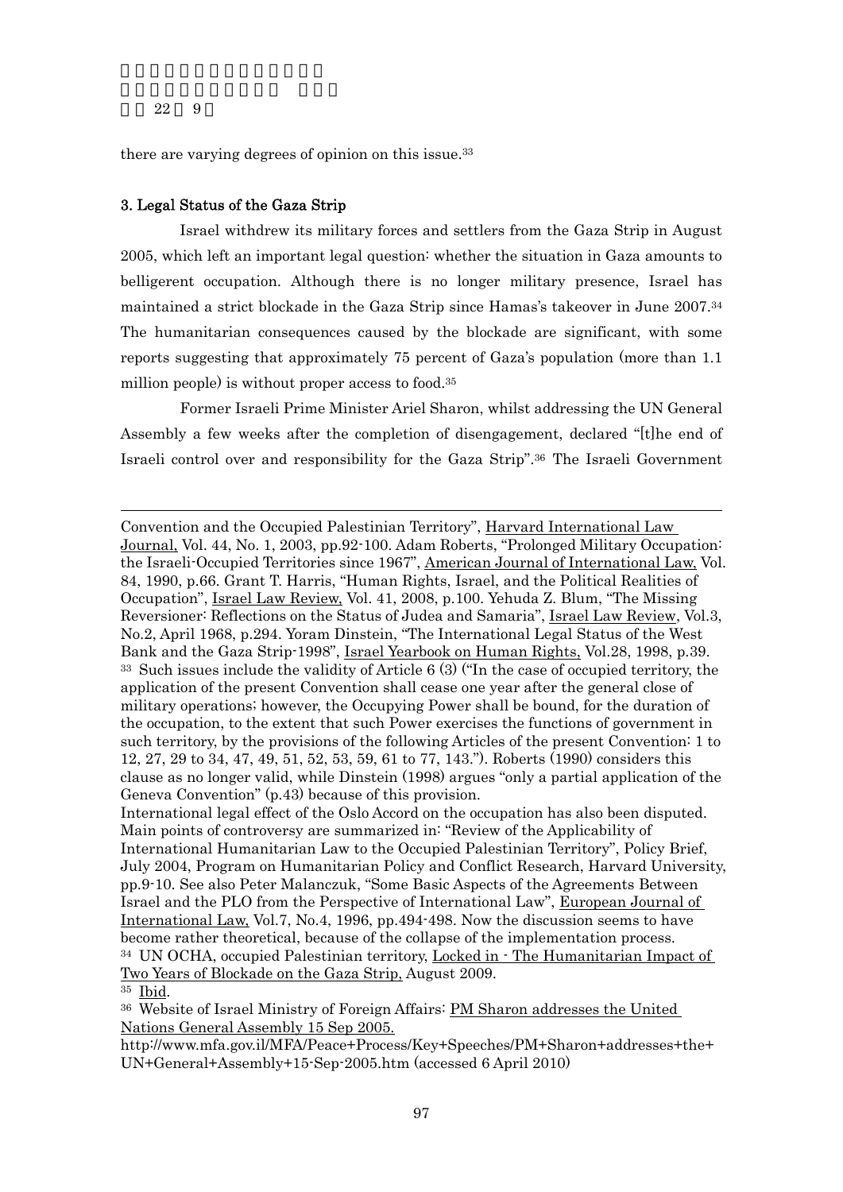there are varying degrees of opinion on this issue.[33]

### 3. Legal Status of the Gaza Strip

Israel withdrew its military forces and settlers from the Gaza Strip in August 2005, which left an important legal question: whether the situation in Gaza amounts to belligerent occupation. Although there is no longer military presence, Israel has maintained a strict blockade in the Gaza Strip since Hamas's takeover in June 2007.[34] The humanitarian consequences caused by the blockade are significant, with some reports suggesting that approximately 75 percent of Gaza's population (more than 1.1 million people) is without proper access to food.[35]

Former Israeli Prime Minister Ariel Sharon, whilst addressing the UN General Assembly a few weeks after the completion of disengagement, declared "[t]he end of Israeli control over and responsibility for the Gaza Strip".[36] The Israeli Government

---

Convention and the Occupied Palestinian Territory", Harvard International Law Journal, Vol. 44, No. 1, 2003, pp.92-100. Adam Roberts, "Prolonged Military Occupation: the Israeli-Occupied Territories since 1967", American Journal of International Law, Vol. 84, 1990, p.66. Grant T. Harris, "Human Rights, Israel, and the Political Realities of Occupation", Israel Law Review, Vol. 41, 2008, p.100. Yehuda Z. Blum, "The Missing Reversioner: Reflections on the Status of Judea and Samaria", Israel Law Review, Vol.3, No.2, April 1968, p.294. Yoram Dinstein, "The International Legal Status of the West Bank and the Gaza Strip-1998", Israel Yearbook on Human Rights, Vol.28, 1998, p.39.

[33] Such issues include the validity of Article 6 (3) ("In the case of occupied territory, the application of the present Convention shall cease one year after the general close of military operations; however, the Occupying Power shall be bound, for the duration of the occupation, to the extent that such Power exercises the functions of government in such territory, by the provisions of the following Articles of the present Convention: 1 to 12, 27, 29 to 34, 47, 49, 51, 52, 53, 59, 61 to 77, 143."). Roberts (1990) considers this clause as no longer valid, while Dinstein (1998) argues "only a partial application of the Geneva Convention" (p.43) because of this provision.

International legal effect of the Oslo Accord on the occupation has also been disputed. Main points of controversy are summarized in: "Review of the Applicability of International Humanitarian Law to the Occupied Palestinian Territory", Policy Brief, July 2004, Program on Humanitarian Policy and Conflict Research, Harvard University, pp.9-10. See also Peter Malanczuk, "Some Basic Aspects of the Agreements Between Israel and the PLO from the Perspective of International Law", European Journal of International Law, Vol.7, No.4, 1996, pp.494-498. Now the discussion seems to have become rather theoretical, because of the collapse of the implementation process.

[34] UN OCHA, occupied Palestinian territory, Locked in - The Humanitarian Impact of Two Years of Blockade on the Gaza Strip, August 2009.

[35] Ibid.

[36] Website of Israel Ministry of Foreign Affairs: PM Sharon addresses the United Nations General Assembly 15 Sep 2005.
http://www.mfa.gov.il/MFA/Peace+Process/Key+Speeches/PM+Sharon+addresses+the+UN+General+Assembly+15-Sep-2005.htm (accessed 6 April 2010)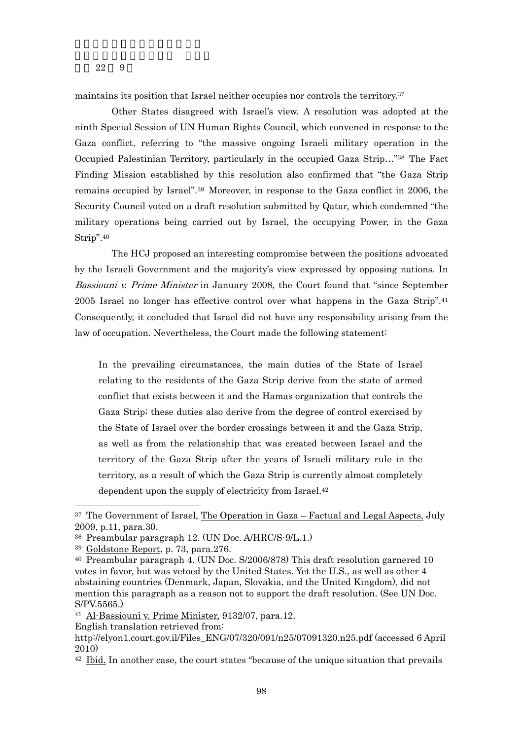maintains its position that Israel neither occupies nor controls the territory.[37]

Other States disagreed with Israel's view. A resolution was adopted at the ninth Special Session of UN Human Rights Council, which convened in response to the Gaza conflict, referring to "the massive ongoing Israeli military operation in the Occupied Palestinian Territory, particularly in the occupied Gaza Strip…"[38] The Fact Finding Mission established by this resolution also confirmed that "the Gaza Strip remains occupied by Israel".[39] Moreover, in response to the Gaza conflict in 2006, the Security Council voted on a draft resolution submitted by Qatar, which condemned "the military operations being carried out by Israel, the occupying Power, in the Gaza Strip".[40]

The HCJ proposed an interesting compromise between the positions advocated by the Israeli Government and the majority's view expressed by opposing nations. In *Bassiouni v. Prime Minister* in January 2008, the Court found that "since September 2005 Israel no longer has effective control over what happens in the Gaza Strip".[41] Consequently, it concluded that Israel did not have any responsibility arising from the law of occupation. Nevertheless, the Court made the following statement:

> In the prevailing circumstances, the main duties of the State of Israel relating to the residents of the Gaza Strip derive from the state of armed conflict that exists between it and the Hamas organization that controls the Gaza Strip; these duties also derive from the degree of control exercised by the State of Israel over the border crossings between it and the Gaza Strip, as well as from the relationship that was created between Israel and the territory of the Gaza Strip after the years of Israeli military rule in the territory, as a result of which the Gaza Strip is currently almost completely dependent upon the supply of electricity from Israel.[42]

---

[37] The Government of Israel, The Operation in Gaza – Factual and Legal Aspects, July 2009, p.11, para.30.

[38] Preambular paragraph 12. (UN Doc. A/HRC/S-9/L.1.)

[39] Goldstone Report, p. 73, para.276.

[40] Preambular paragraph 4. (UN Doc. S/2006/878) This draft resolution garnered 10 votes in favor, but was vetoed by the United States. Yet the U.S., as well as other 4 abstaining countries (Denmark, Japan, Slovakia, and the United Kingdom), did not mention this paragraph as a reason not to support the draft resolution. (See UN Doc. S/PV.5565.)

[41] Al-Bassiouni v. Prime Minister, 9132/07, para.12.
English translation retrieved from:
http://elyon1.court.gov.il/Files_ENG/07/320/091/n25/07091320.n25.pdf (accessed 6 April 2010)

[42] Ibid. In another case, the court states "because of the unique situation that prevails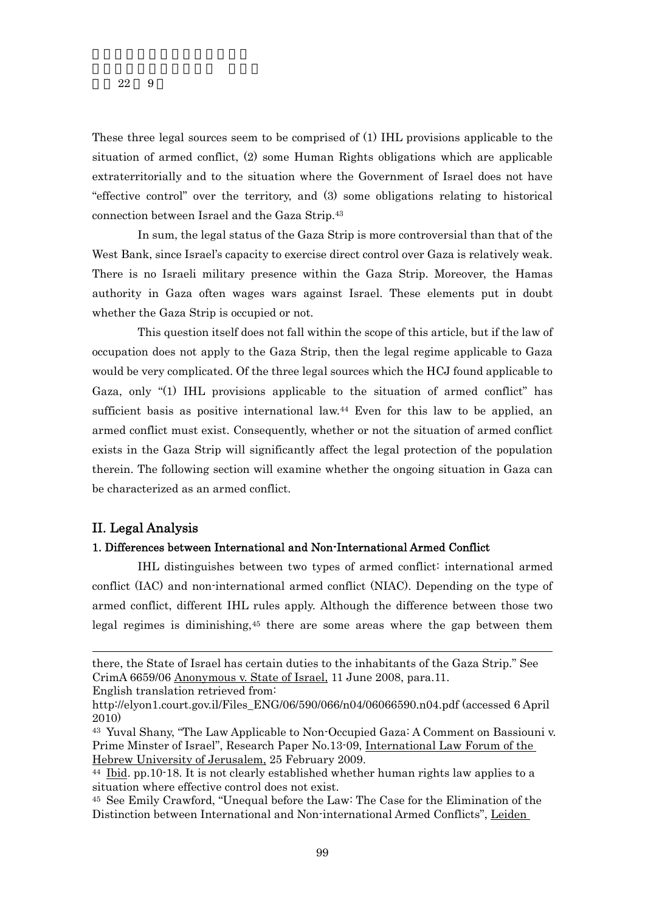These three legal sources seem to be comprised of (1) IHL provisions applicable to the situation of armed conflict, (2) some Human Rights obligations which are applicable extraterritorially and to the situation where the Government of Israel does not have "effective control" over the territory, and (3) some obligations relating to historical connection between Israel and the Gaza Strip.[43]

In sum, the legal status of the Gaza Strip is more controversial than that of the West Bank, since Israel's capacity to exercise direct control over Gaza is relatively weak. There is no Israeli military presence within the Gaza Strip. Moreover, the Hamas authority in Gaza often wages wars against Israel. These elements put in doubt whether the Gaza Strip is occupied or not.

This question itself does not fall within the scope of this article, but if the law of occupation does not apply to the Gaza Strip, then the legal regime applicable to Gaza would be very complicated. Of the three legal sources which the HCJ found applicable to Gaza, only "(1) IHL provisions applicable to the situation of armed conflict" has sufficient basis as positive international law.[44] Even for this law to be applied, an armed conflict must exist. Consequently, whether or not the situation of armed conflict exists in the Gaza Strip will significantly affect the legal protection of the population therein. The following section will examine whether the ongoing situation in Gaza can be characterized as an armed conflict.

## II. Legal Analysis

### 1. Differences between International and Non-International Armed Conflict

IHL distinguishes between two types of armed conflict: international armed conflict (IAC) and non-international armed conflict (NIAC). Depending on the type of armed conflict, different IHL rules apply. Although the difference between those two legal regimes is diminishing,[45] there are some areas where the gap between them

---

there, the State of Israel has certain duties to the inhabitants of the Gaza Strip." See CrimA 6659/06 Anonymous v. State of Israel, 11 June 2008, para.11.
English translation retrieved from:
http://elyon1.court.gov.il/Files_ENG/06/590/066/n04/06066590.n04.pdf (accessed 6 April 2010)

[43] Yuval Shany, "The Law Applicable to Non-Occupied Gaza: A Comment on Bassiouni v. Prime Minster of Israel", Research Paper No.13-09, International Law Forum of the Hebrew University of Jerusalem, 25 February 2009.

[44] Ibid. pp.10-18. It is not clearly established whether human rights law applies to a situation where effective control does not exist.

[45] See Emily Crawford, "Unequal before the Law: The Case for the Elimination of the Distinction between International and Non-international Armed Conflicts", Leiden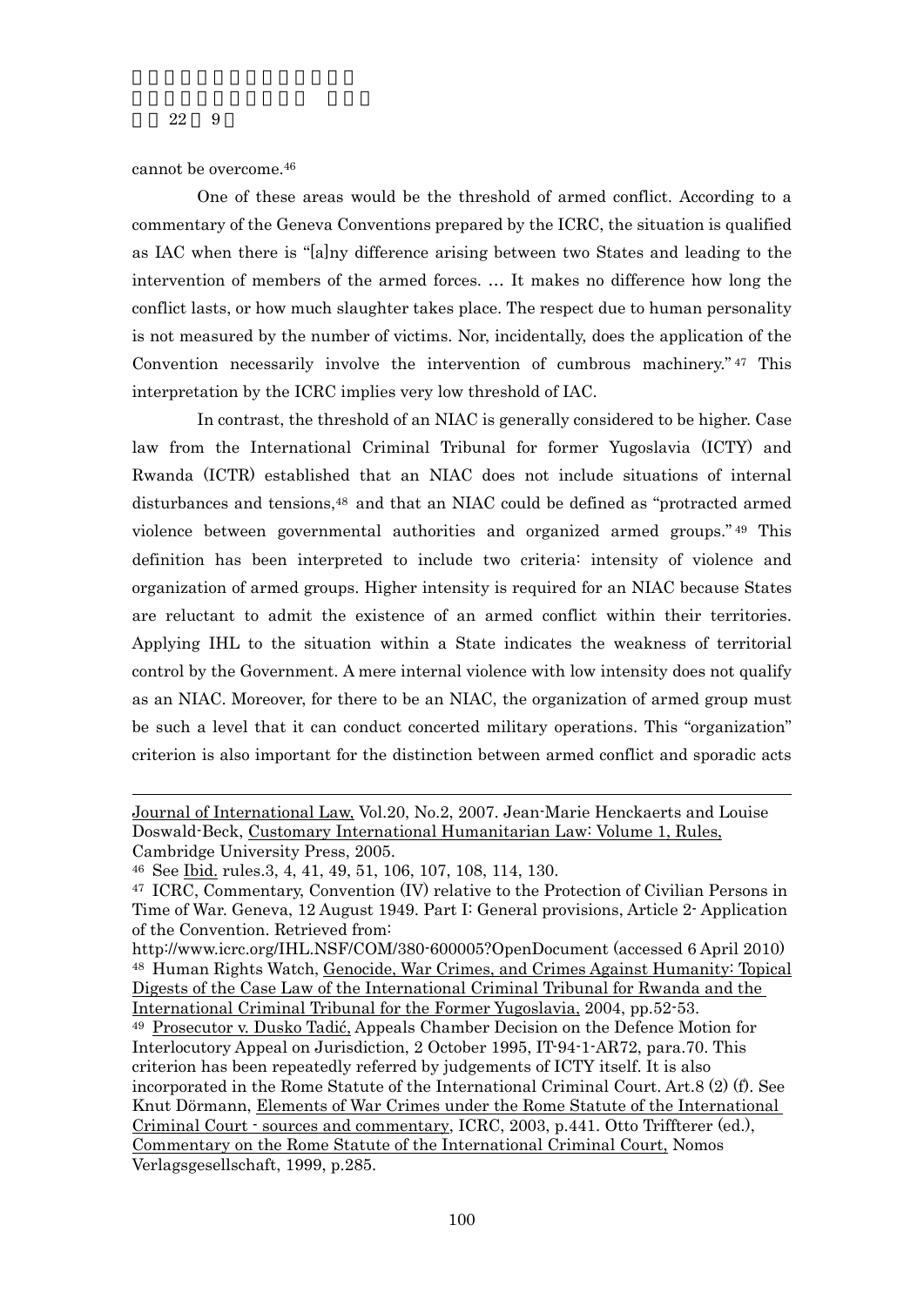cannot be overcome.[46]

One of these areas would be the threshold of armed conflict. According to a commentary of the Geneva Conventions prepared by the ICRC, the situation is qualified as IAC when there is "[a]ny difference arising between two States and leading to the intervention of members of the armed forces. … It makes no difference how long the conflict lasts, or how much slaughter takes place. The respect due to human personality is not measured by the number of victims. Nor, incidentally, does the application of the Convention necessarily involve the intervention of cumbrous machinery." [47] This interpretation by the ICRC implies very low threshold of IAC.

In contrast, the threshold of an NIAC is generally considered to be higher. Case law from the International Criminal Tribunal for former Yugoslavia (ICTY) and Rwanda (ICTR) established that an NIAC does not include situations of internal disturbances and tensions,[48] and that an NIAC could be defined as "protracted armed violence between governmental authorities and organized armed groups." [49] This definition has been interpreted to include two criteria: intensity of violence and organization of armed groups. Higher intensity is required for an NIAC because States are reluctant to admit the existence of an armed conflict within their territories. Applying IHL to the situation within a State indicates the weakness of territorial control by the Government. A mere internal violence with low intensity does not qualify as an NIAC. Moreover, for there to be an NIAC, the organization of armed group must be such a level that it can conduct concerted military operations. This "organization" criterion is also important for the distinction between armed conflict and sporadic acts

---

Journal of International Law, Vol.20, No.2, 2007. Jean-Marie Henckaerts and Louise Doswald-Beck, Customary International Humanitarian Law: Volume 1, Rules, Cambridge University Press, 2005.

[46] See Ibid. rules.3, 4, 41, 49, 51, 106, 107, 108, 114, 130.

[47] ICRC, Commentary, Convention (IV) relative to the Protection of Civilian Persons in Time of War. Geneva, 12 August 1949. Part I: General provisions, Article 2- Application of the Convention. Retrieved from: http://www.icrc.org/IHL.NSF/COM/380-600005?OpenDocument (accessed 6 April 2010)

[48] Human Rights Watch, Genocide, War Crimes, and Crimes Against Humanity: Topical Digests of the Case Law of the International Criminal Tribunal for Rwanda and the International Criminal Tribunal for the Former Yugoslavia, 2004, pp.52-53.

[49] Prosecutor v. Dusko Tadić, Appeals Chamber Decision on the Defence Motion for Interlocutory Appeal on Jurisdiction, 2 October 1995, IT-94-1-AR72, para.70. This criterion has been repeatedly referred by judgements of ICTY itself. It is also incorporated in the Rome Statute of the International Criminal Court. Art.8 (2) (f). See Knut Dörmann, Elements of War Crimes under the Rome Statute of the International Criminal Court - sources and commentary, ICRC, 2003, p.441. Otto Triffterer (ed.), Commentary on the Rome Statute of the International Criminal Court, Nomos Verlagsgesellschaft, 1999, p.285.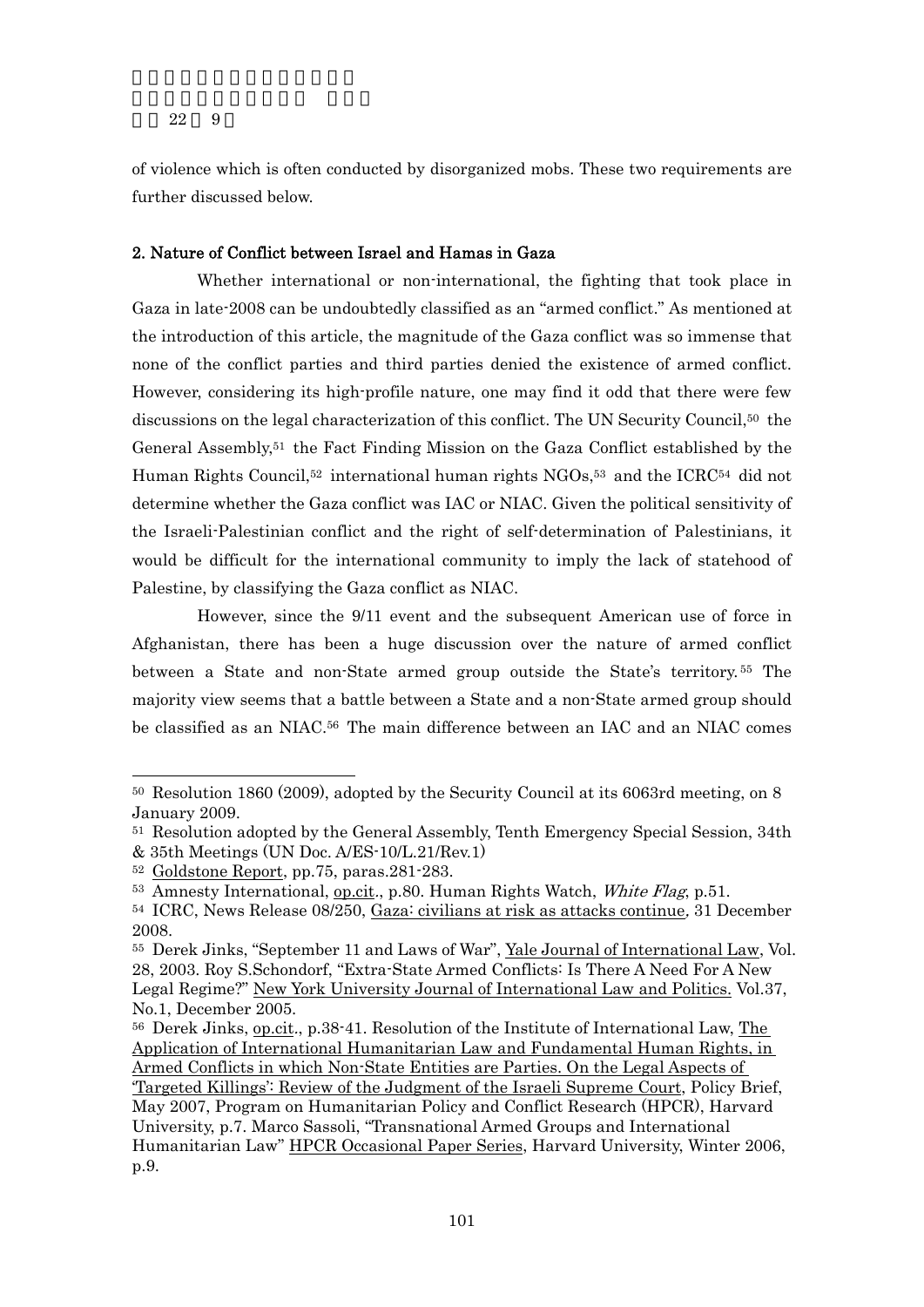of violence which is often conducted by disorganized mobs. These two requirements are further discussed below.

### 2. Nature of Conflict between Israel and Hamas in Gaza

Whether international or non-international, the fighting that took place in Gaza in late-2008 can be undoubtedly classified as an "armed conflict." As mentioned at the introduction of this article, the magnitude of the Gaza conflict was so immense that none of the conflict parties and third parties denied the existence of armed conflict. However, considering its high-profile nature, one may find it odd that there were few discussions on the legal characterization of this conflict. The UN Security Council,[50] the General Assembly,[51] the Fact Finding Mission on the Gaza Conflict established by the Human Rights Council,[52] international human rights NGOs,[53] and the ICRC[54] did not determine whether the Gaza conflict was IAC or NIAC. Given the political sensitivity of the Israeli-Palestinian conflict and the right of self-determination of Palestinians, it would be difficult for the international community to imply the lack of statehood of Palestine, by classifying the Gaza conflict as NIAC.

However, since the 9/11 event and the subsequent American use of force in Afghanistan, there has been a huge discussion over the nature of armed conflict between a State and non-State armed group outside the State's territory.[55] The majority view seems that a battle between a State and a non-State armed group should be classified as an NIAC.[56] The main difference between an IAC and an NIAC comes

---

[50] Resolution 1860 (2009), adopted by the Security Council at its 6063rd meeting, on 8 January 2009.

[51] Resolution adopted by the General Assembly, Tenth Emergency Special Session, 34th & 35th Meetings (UN Doc. A/ES-10/L.21/Rev.1)

[52] Goldstone Report, pp.75, paras.281-283.

[53] Amnesty International, op.cit., p.80. Human Rights Watch, *White Flag*, p.51.

[54] ICRC, News Release 08/250, Gaza: civilians at risk as attacks continue, 31 December 2008.

[55] Derek Jinks, "September 11 and Laws of War", Yale Journal of International Law, Vol. 28, 2003. Roy S.Schondorf, "Extra-State Armed Conflicts: Is There A Need For A New Legal Regime?" New York University Journal of International Law and Politics. Vol.37, No.1, December 2005.

[56] Derek Jinks, op.cit., p.38-41. Resolution of the Institute of International Law, The Application of International Humanitarian Law and Fundamental Human Rights, in Armed Conflicts in which Non-State Entities are Parties. On the Legal Aspects of 'Targeted Killings': Review of the Judgment of the Israeli Supreme Court, Policy Brief, May 2007, Program on Humanitarian Policy and Conflict Research (HPCR), Harvard University, p.7. Marco Sassoli, "Transnational Armed Groups and International Humanitarian Law" HPCR Occasional Paper Series, Harvard University, Winter 2006, p.9.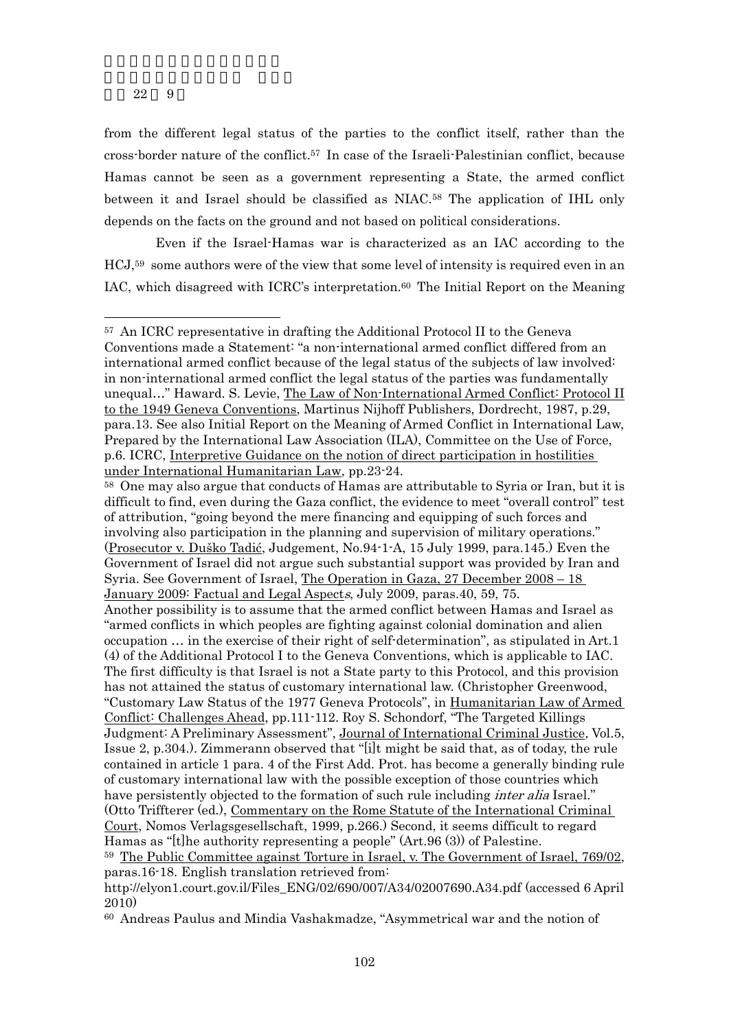from the different legal status of the parties to the conflict itself, rather than the cross-border nature of the conflict.[57] In case of the Israeli-Palestinian conflict, because Hamas cannot be seen as a government representing a State, the armed conflict between it and Israel should be classified as NIAC.[58] The application of IHL only depends on the facts on the ground and not based on political considerations.

Even if the Israel-Hamas war is characterized as an IAC according to the HCJ,[59] some authors were of the view that some level of intensity is required even in an IAC, which disagreed with ICRC's interpretation.[60] The Initial Report on the Meaning

---

[57] An ICRC representative in drafting the Additional Protocol II to the Geneva Conventions made a Statement: "a non-international armed conflict differed from an international armed conflict because of the legal status of the subjects of law involved: in non-international armed conflict the legal status of the parties was fundamentally unequal…" Haward. S. Levie, The Law of Non-International Armed Conflict: Protocol II to the 1949 Geneva Conventions, Martinus Nijhoff Publishers, Dordrecht, 1987, p.29, para.13. See also Initial Report on the Meaning of Armed Conflict in International Law, Prepared by the International Law Association (ILA), Committee on the Use of Force, p.6. ICRC, Interpretive Guidance on the notion of direct participation in hostilities under International Humanitarian Law, pp.23-24.

[58] One may also argue that conducts of Hamas are attributable to Syria or Iran, but it is difficult to find, even during the Gaza conflict, the evidence to meet "overall control" test of attribution, "going beyond the mere financing and equipping of such forces and involving also participation in the planning and supervision of military operations." (Prosecutor v. Duško Tadić, Judgement, No.94-1-A, 15 July 1999, para.145.) Even the Government of Israel did not argue such substantial support was provided by Iran and Syria. See Government of Israel, The Operation in Gaza, 27 December 2008 – 18 January 2009: Factual and Legal Aspects, July 2009, paras.40, 59, 75.
Another possibility is to assume that the armed conflict between Hamas and Israel as "armed conflicts in which peoples are fighting against colonial domination and alien occupation … in the exercise of their right of self-determination", as stipulated in Art.1 (4) of the Additional Protocol I to the Geneva Conventions, which is applicable to IAC. The first difficulty is that Israel is not a State party to this Protocol, and this provision has not attained the status of customary international law. (Christopher Greenwood, "Customary Law Status of the 1977 Geneva Protocols", in Humanitarian Law of Armed Conflict: Challenges Ahead, pp.111-112. Roy S. Schondorf, "The Targeted Killings Judgment: A Preliminary Assessment", Journal of International Criminal Justice, Vol.5, Issue 2, p.304.). Zimmerann observed that "[i]t might be said that, as of today, the rule contained in article 1 para. 4 of the First Add. Prot. has become a generally binding rule of customary international law with the possible exception of those countries which have persistently objected to the formation of such rule including *inter alia* Israel." (Otto Triffterer (ed.), Commentary on the Rome Statute of the International Criminal Court, Nomos Verlagsgesellschaft, 1999, p.266.) Second, it seems difficult to regard Hamas as "[t]he authority representing a people" (Art.96 (3)) of Palestine.

[59] The Public Committee against Torture in Israel, v. The Government of Israel, 769/02, paras.16-18. English translation retrieved from: http://elyon1.court.gov.il/Files_ENG/02/690/007/A34/02007690.A34.pdf (accessed 6 April 2010)

[60] Andreas Paulus and Mindia Vashakmadze, "Asymmetrical war and the notion of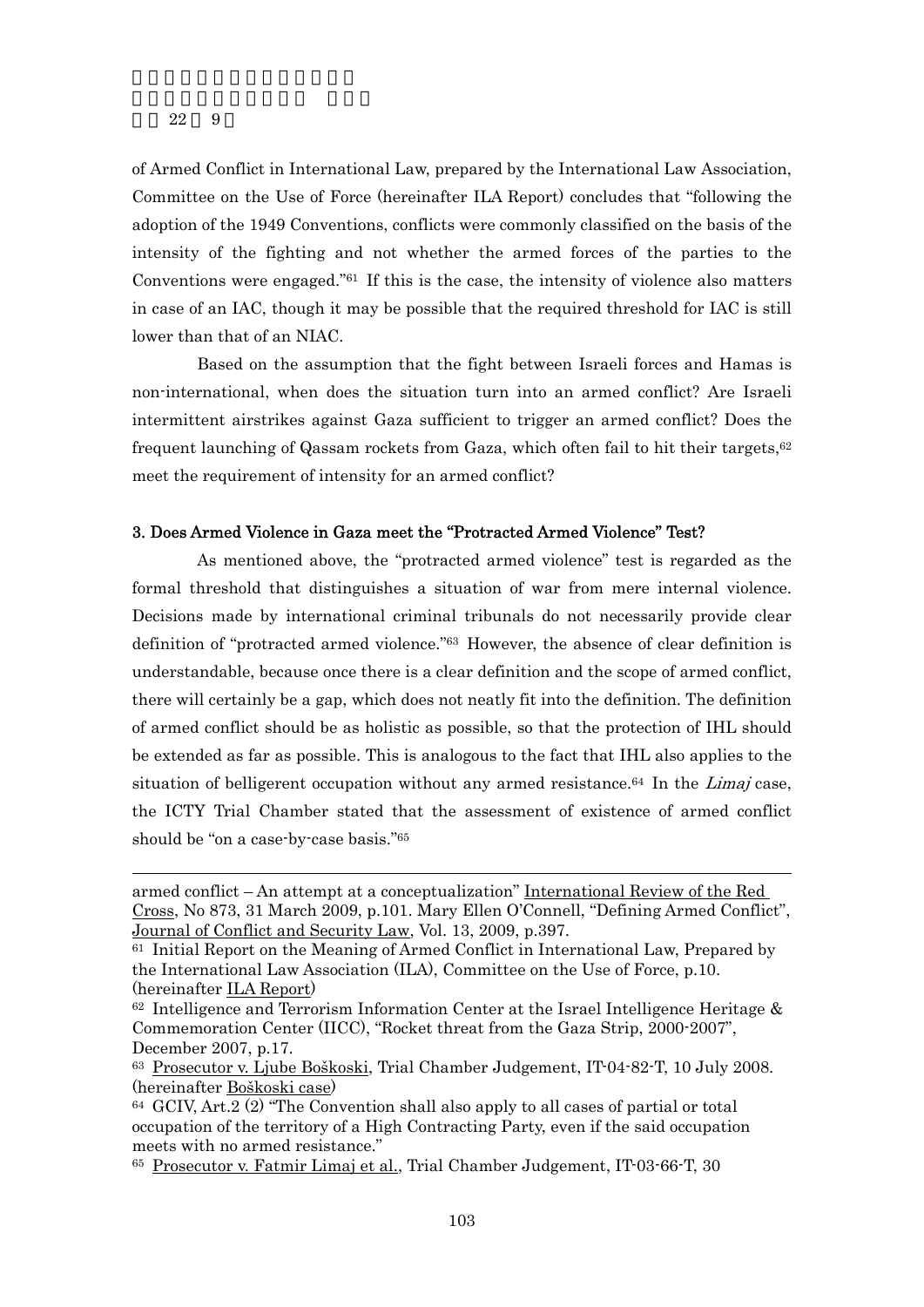of Armed Conflict in International Law, prepared by the International Law Association, Committee on the Use of Force (hereinafter ILA Report) concludes that "following the adoption of the 1949 Conventions, conflicts were commonly classified on the basis of the intensity of the fighting and not whether the armed forces of the parties to the Conventions were engaged."[61] If this is the case, the intensity of violence also matters in case of an IAC, though it may be possible that the required threshold for IAC is still lower than that of an NIAC.

Based on the assumption that the fight between Israeli forces and Hamas is non-international, when does the situation turn into an armed conflict? Are Israeli intermittent airstrikes against Gaza sufficient to trigger an armed conflict? Does the frequent launching of Qassam rockets from Gaza, which often fail to hit their targets,[62] meet the requirement of intensity for an armed conflict?

### 3. Does Armed Violence in Gaza meet the "Protracted Armed Violence" Test?

As mentioned above, the "protracted armed violence" test is regarded as the formal threshold that distinguishes a situation of war from mere internal violence. Decisions made by international criminal tribunals do not necessarily provide clear definition of "protracted armed violence."[63] However, the absence of clear definition is understandable, because once there is a clear definition and the scope of armed conflict, there will certainly be a gap, which does not neatly fit into the definition. The definition of armed conflict should be as holistic as possible, so that the protection of IHL should be extended as far as possible. This is analogous to the fact that IHL also applies to the situation of belligerent occupation without any armed resistance.[64] In the *Limaj* case, the ICTY Trial Chamber stated that the assessment of existence of armed conflict should be "on a case-by-case basis."[65]

---

armed conflict – An attempt at a conceptualization" International Review of the Red Cross, No 873, 31 March 2009, p.101. Mary Ellen O'Connell, "Defining Armed Conflict", Journal of Conflict and Security Law, Vol. 13, 2009, p.397.

[61] Initial Report on the Meaning of Armed Conflict in International Law, Prepared by the International Law Association (ILA), Committee on the Use of Force, p.10. (hereinafter ILA Report)

[62] Intelligence and Terrorism Information Center at the Israel Intelligence Heritage & Commemoration Center (IICC), "Rocket threat from the Gaza Strip, 2000-2007", December 2007, p.17.

[63] Prosecutor v. Ljube Boškoski, Trial Chamber Judgement, IT-04-82-T, 10 July 2008. (hereinafter Boškoski case)

[64] GCIV, Art.2 (2) "The Convention shall also apply to all cases of partial or total occupation of the territory of a High Contracting Party, even if the said occupation meets with no armed resistance."

[65] Prosecutor v. Fatmir Limaj et al., Trial Chamber Judgement, IT-03-66-T, 30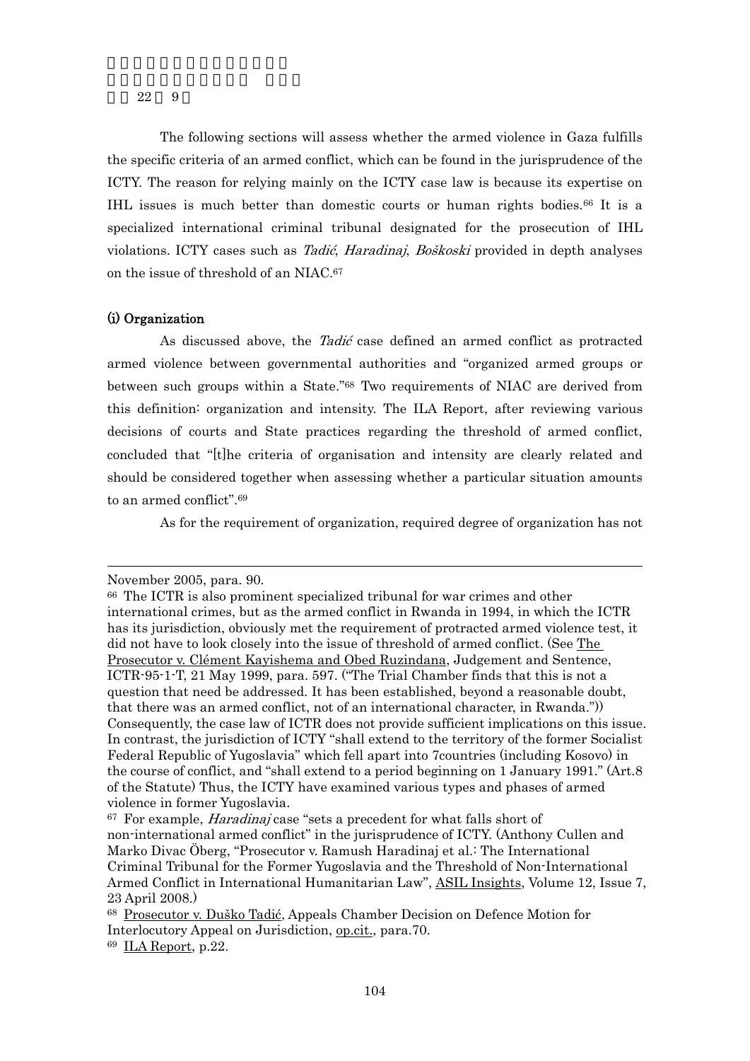The following sections will assess whether the armed violence in Gaza fulfills the specific criteria of an armed conflict, which can be found in the jurisprudence of the ICTY. The reason for relying mainly on the ICTY case law is because its expertise on IHL issues is much better than domestic courts or human rights bodies.[66] It is a specialized international criminal tribunal designated for the prosecution of IHL violations. ICTY cases such as *Tadić*, *Haradinaj*, *Boškoski* provided in depth analyses on the issue of threshold of an NIAC.[67]

### (i) Organization

As discussed above, the *Tadić* case defined an armed conflict as protracted armed violence between governmental authorities and "organized armed groups or between such groups within a State."[68] Two requirements of NIAC are derived from this definition: organization and intensity. The ILA Report, after reviewing various decisions of courts and State practices regarding the threshold of armed conflict, concluded that "[t]he criteria of organisation and intensity are clearly related and should be considered together when assessing whether a particular situation amounts to an armed conflict".[69]

As for the requirement of organization, required degree of organization has not

---

November 2005, para. 90.

[66] The ICTR is also prominent specialized tribunal for war crimes and other international crimes, but as the armed conflict in Rwanda in 1994, in which the ICTR has its jurisdiction, obviously met the requirement of protracted armed violence test, it did not have to look closely into the issue of threshold of armed conflict. (See The Prosecutor v. Clément Kayishema and Obed Ruzindana, Judgement and Sentence, ICTR-95-1-T, 21 May 1999, para. 597. ("The Trial Chamber finds that this is not a question that need be addressed. It has been established, beyond a reasonable doubt, that there was an armed conflict, not of an international character, in Rwanda.")) Consequently, the case law of ICTR does not provide sufficient implications on this issue. In contrast, the jurisdiction of ICTY "shall extend to the territory of the former Socialist Federal Republic of Yugoslavia" which fell apart into 7countries (including Kosovo) in the course of conflict, and "shall extend to a period beginning on 1 January 1991." (Art.8 of the Statute) Thus, the ICTY have examined various types and phases of armed violence in former Yugoslavia.

[67] For example, *Haradinaj* case "sets a precedent for what falls short of non-international armed conflict" in the jurisprudence of ICTY. (Anthony Cullen and Marko Divac Öberg, "Prosecutor v. Ramush Haradinaj et al.: The International Criminal Tribunal for the Former Yugoslavia and the Threshold of Non-International Armed Conflict in International Humanitarian Law", ASIL Insights, Volume 12, Issue 7, 23 April 2008.)

[68] Prosecutor v. Duško Tadić, Appeals Chamber Decision on Defence Motion for Interlocutory Appeal on Jurisdiction, op.cit., para.70.

[69] ILA Report, p.22.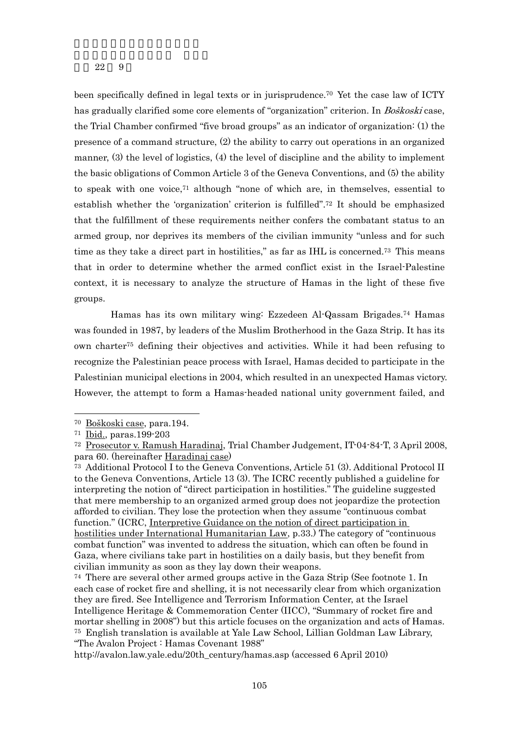been specifically defined in legal texts or in jurisprudence.[70] Yet the case law of ICTY has gradually clarified some core elements of "organization" criterion. In *Boškoski* case, the Trial Chamber confirmed "five broad groups" as an indicator of organization: (1) the presence of a command structure, (2) the ability to carry out operations in an organized manner, (3) the level of logistics, (4) the level of discipline and the ability to implement the basic obligations of Common Article 3 of the Geneva Conventions, and (5) the ability to speak with one voice,[71] although "none of which are, in themselves, essential to establish whether the 'organization' criterion is fulfilled".[72] It should be emphasized that the fulfillment of these requirements neither confers the combatant status to an armed group, nor deprives its members of the civilian immunity "unless and for such time as they take a direct part in hostilities," as far as IHL is concerned.[73] This means that in order to determine whether the armed conflict exist in the Israel-Palestine context, it is necessary to analyze the structure of Hamas in the light of these five groups.

Hamas has its own military wing: Ezzedeen Al-Qassam Brigades.[74] Hamas was founded in 1987, by leaders of the Muslim Brotherhood in the Gaza Strip. It has its own charter[75] defining their objectives and activities. While it had been refusing to recognize the Palestinian peace process with Israel, Hamas decided to participate in the Palestinian municipal elections in 2004, which resulted in an unexpected Hamas victory. However, the attempt to form a Hamas-headed national unity government failed, and

---

[70] Boškoski case, para.194.

[71] Ibid., paras.199-203

[72] Prosecutor v. Ramush Haradinaj, Trial Chamber Judgement, IT-04-84-T, 3 April 2008, para 60. (hereinafter Haradinaj case)

[73] Additional Protocol I to the Geneva Conventions, Article 51 (3). Additional Protocol II to the Geneva Conventions, Article 13 (3). The ICRC recently published a guideline for interpreting the notion of "direct participation in hostilities." The guideline suggested that mere membership to an organized armed group does not jeopardize the protection afforded to civilian. They lose the protection when they assume "continuous combat function." (ICRC, Interpretive Guidance on the notion of direct participation in hostilities under International Humanitarian Law, p.33.) The category of "continuous combat function" was invented to address the situation, which can often be found in Gaza, where civilians take part in hostilities on a daily basis, but they benefit from civilian immunity as soon as they lay down their weapons.

[74] There are several other armed groups active in the Gaza Strip (See footnote 1. In each case of rocket fire and shelling, it is not necessarily clear from which organization they are fired. See Intelligence and Terrorism Information Center, at the Israel Intelligence Heritage & Commemoration Center (IICC), "Summary of rocket fire and mortar shelling in 2008") but this article focuses on the organization and acts of Hamas.

[75] English translation is available at Yale Law School, Lillian Goldman Law Library, "The Avalon Project : Hamas Covenant 1988" http://avalon.law.yale.edu/20th_century/hamas.asp (accessed 6 April 2010)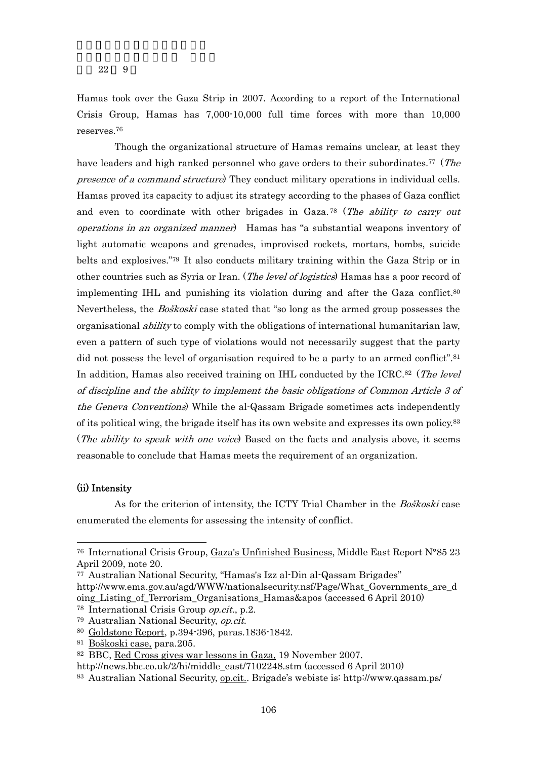Hamas took over the Gaza Strip in 2007. According to a report of the International Crisis Group, Hamas has 7,000-10,000 full time forces with more than 10,000 reserves.[76]

Though the organizational structure of Hamas remains unclear, at least they have leaders and high ranked personnel who gave orders to their subordinates.[77] (*The presence of a command structure*) They conduct military operations in individual cells. Hamas proved its capacity to adjust its strategy according to the phases of Gaza conflict and even to coordinate with other brigades in Gaza.[78] (*The ability to carry out operations in an organized manner*) Hamas has "a substantial weapons inventory of light automatic weapons and grenades, improvised rockets, mortars, bombs, suicide belts and explosives."[79] It also conducts military training within the Gaza Strip or in other countries such as Syria or Iran. (*The level of logistics*) Hamas has a poor record of implementing IHL and punishing its violation during and after the Gaza conflict.[80] Nevertheless, the *Boškoski* case stated that "so long as the armed group possesses the organisational *ability* to comply with the obligations of international humanitarian law, even a pattern of such type of violations would not necessarily suggest that the party did not possess the level of organisation required to be a party to an armed conflict".[81] In addition, Hamas also received training on IHL conducted by the ICRC.[82] (*The level of discipline and the ability to implement the basic obligations of Common Article 3 of the Geneva Conventions*) While the al-Qassam Brigade sometimes acts independently of its political wing, the brigade itself has its own website and expresses its own policy.[83] (*The ability to speak with one voice*) Based on the facts and analysis above, it seems reasonable to conclude that Hamas meets the requirement of an organization.

### (ii) Intensity

As for the criterion of intensity, the ICTY Trial Chamber in the *Boškoski* case enumerated the elements for assessing the intensity of conflict.

---

[76] International Crisis Group, Gaza's Unfinished Business, Middle East Report N°85 23 April 2009, note 20.

[77] Australian National Security, "Hamas's Izz al-Din al-Qassam Brigades" http://www.ema.gov.au/agd/WWW/nationalsecurity.nsf/Page/What_Governments_are_doing_Listing_of_Terrorism_Organisations_Hamas&apos (accessed 6 April 2010)

[78] International Crisis Group *op.cit.*, p.2.

[79] Australian National Security, *op.cit.*

[80] Goldstone Report, p.394-396, paras.1836-1842.

[81] Boškoski case, para.205.

[82] BBC, Red Cross gives war lessons in Gaza, 19 November 2007. http://news.bbc.co.uk/2/hi/middle_east/7102248.stm (accessed 6 April 2010)

[83] Australian National Security, op.cit.. Brigade's webiste is: http://www.qassam.ps/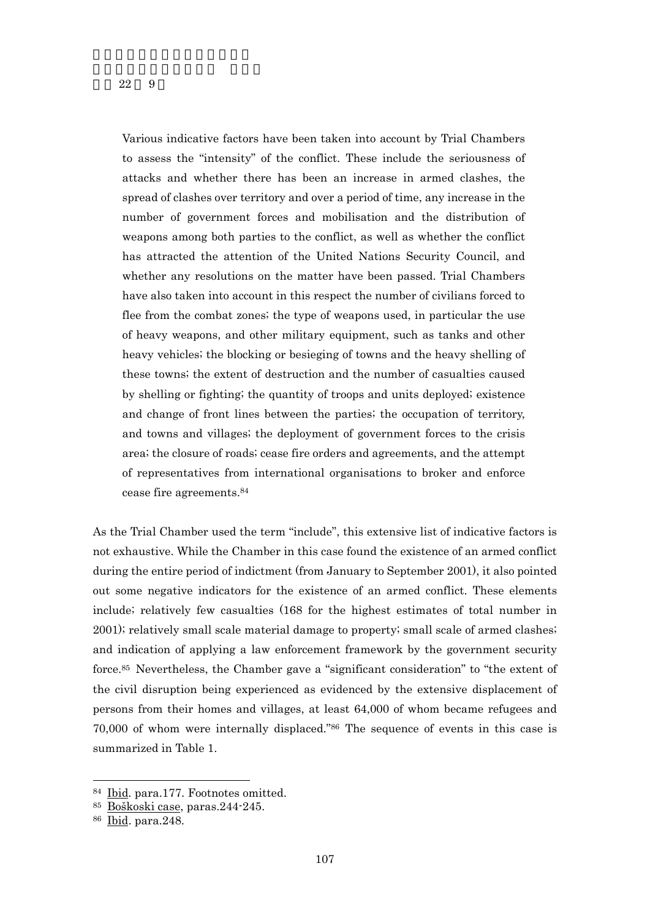> Various indicative factors have been taken into account by Trial Chambers to assess the "intensity" of the conflict. These include the seriousness of attacks and whether there has been an increase in armed clashes, the spread of clashes over territory and over a period of time, any increase in the number of government forces and mobilisation and the distribution of weapons among both parties to the conflict, as well as whether the conflict has attracted the attention of the United Nations Security Council, and whether any resolutions on the matter have been passed. Trial Chambers have also taken into account in this respect the number of civilians forced to flee from the combat zones; the type of weapons used, in particular the use of heavy weapons, and other military equipment, such as tanks and other heavy vehicles; the blocking or besieging of towns and the heavy shelling of these towns; the extent of destruction and the number of casualties caused by shelling or fighting; the quantity of troops and units deployed; existence and change of front lines between the parties; the occupation of territory, and towns and villages; the deployment of government forces to the crisis area; the closure of roads; cease fire orders and agreements, and the attempt of representatives from international organisations to broker and enforce cease fire agreements.[84]

As the Trial Chamber used the term "include", this extensive list of indicative factors is not exhaustive. While the Chamber in this case found the existence of an armed conflict during the entire period of indictment (from January to September 2001), it also pointed out some negative indicators for the existence of an armed conflict. These elements include; relatively few casualties (168 for the highest estimates of total number in 2001); relatively small scale material damage to property; small scale of armed clashes; and indication of applying a law enforcement framework by the government security force.[85] Nevertheless, the Chamber gave a "significant consideration" to "the extent of the civil disruption being experienced as evidenced by the extensive displacement of persons from their homes and villages, at least 64,000 of whom became refugees and 70,000 of whom were internally displaced."[86] The sequence of events in this case is summarized in Table 1.

---

[84] Ibid. para.177. Footnotes omitted.

[85] Boškoski case, paras.244-245.

[86] Ibid. para.248.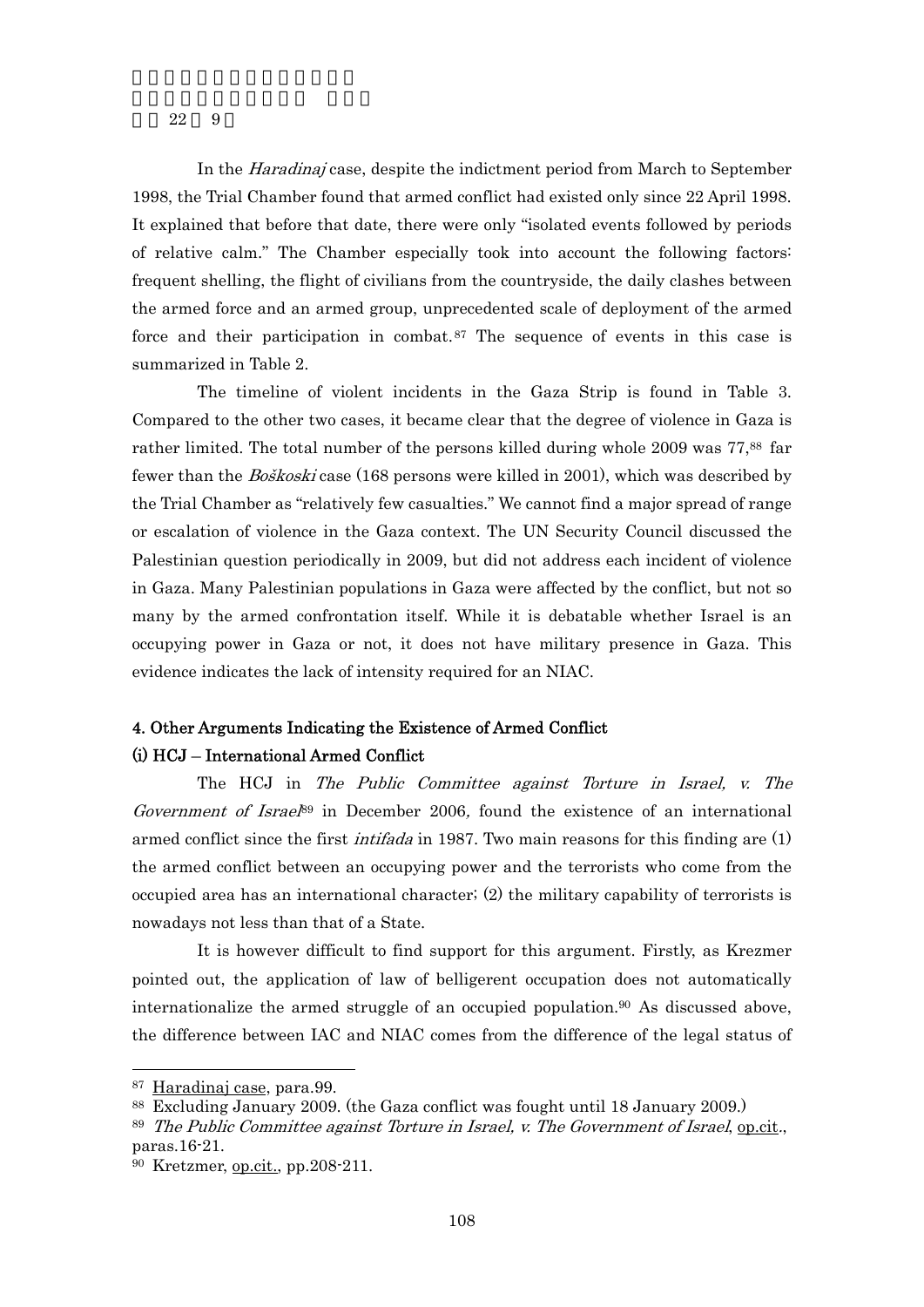In the *Haradinaj* case, despite the indictment period from March to September 1998, the Trial Chamber found that armed conflict had existed only since 22 April 1998. It explained that before that date, there were only "isolated events followed by periods of relative calm." The Chamber especially took into account the following factors: frequent shelling, the flight of civilians from the countryside, the daily clashes between the armed force and an armed group, unprecedented scale of deployment of the armed force and their participation in combat.[87] The sequence of events in this case is summarized in Table 2.

The timeline of violent incidents in the Gaza Strip is found in Table 3. Compared to the other two cases, it became clear that the degree of violence in Gaza is rather limited. The total number of the persons killed during whole 2009 was 77,[88] far fewer than the *Boškoski* case (168 persons were killed in 2001), which was described by the Trial Chamber as "relatively few casualties." We cannot find a major spread of range or escalation of violence in the Gaza context. The UN Security Council discussed the Palestinian question periodically in 2009, but did not address each incident of violence in Gaza. Many Palestinian populations in Gaza were affected by the conflict, but not so many by the armed confrontation itself. While it is debatable whether Israel is an occupying power in Gaza or not, it does not have military presence in Gaza. This evidence indicates the lack of intensity required for an NIAC.

## 4. Other Arguments Indicating the Existence of Armed Conflict

### (i) HCJ – International Armed Conflict

The HCJ in *The Public Committee against Torture in Israel, v. The Government of Israel*[89] in December 2006, found the existence of an international armed conflict since the first *intifada* in 1987. Two main reasons for this finding are (1) the armed conflict between an occupying power and the terrorists who come from the occupied area has an international character; (2) the military capability of terrorists is nowadays not less than that of a State.

It is however difficult to find support for this argument. Firstly, as Krezmer pointed out, the application of law of belligerent occupation does not automatically internationalize the armed struggle of an occupied population.[90] As discussed above, the difference between IAC and NIAC comes from the difference of the legal status of

---

[87] Haradinaj case, para.99.

[88] Excluding January 2009. (the Gaza conflict was fought until 18 January 2009.)

[89] *The Public Committee against Torture in Israel, v. The Government of Israel*, op.cit., paras.16-21.

[90] Kretzmer, op.cit., pp.208-211.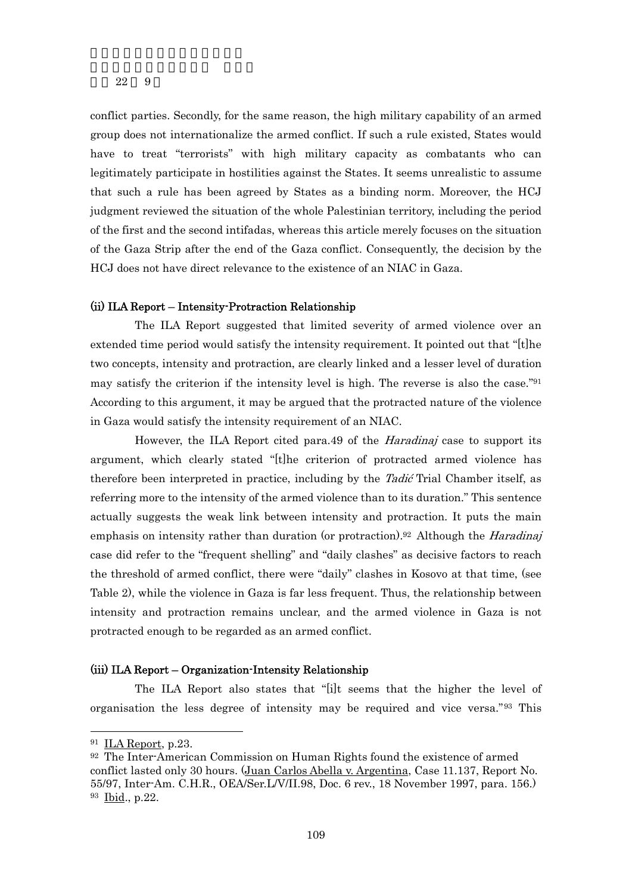conflict parties. Secondly, for the same reason, the high military capability of an armed group does not internationalize the armed conflict. If such a rule existed, States would have to treat "terrorists" with high military capacity as combatants who can legitimately participate in hostilities against the States. It seems unrealistic to assume that such a rule has been agreed by States as a binding norm. Moreover, the HCJ judgment reviewed the situation of the whole Palestinian territory, including the period of the first and the second intifadas, whereas this article merely focuses on the situation of the Gaza Strip after the end of the Gaza conflict. Consequently, the decision by the HCJ does not have direct relevance to the existence of an NIAC in Gaza.

### (ii) ILA Report – Intensity-Protraction Relationship

The ILA Report suggested that limited severity of armed violence over an extended time period would satisfy the intensity requirement. It pointed out that "[t]he two concepts, intensity and protraction, are clearly linked and a lesser level of duration may satisfy the criterion if the intensity level is high. The reverse is also the case."[91] According to this argument, it may be argued that the protracted nature of the violence in Gaza would satisfy the intensity requirement of an NIAC.

However, the ILA Report cited para.49 of the *Haradinaj* case to support its argument, which clearly stated "[t]he criterion of protracted armed violence has therefore been interpreted in practice, including by the *Tadić* Trial Chamber itself, as referring more to the intensity of the armed violence than to its duration." This sentence actually suggests the weak link between intensity and protraction. It puts the main emphasis on intensity rather than duration (or protraction).[92] Although the *Haradinaj* case did refer to the "frequent shelling" and "daily clashes" as decisive factors to reach the threshold of armed conflict, there were "daily" clashes in Kosovo at that time, (see Table 2), while the violence in Gaza is far less frequent. Thus, the relationship between intensity and protraction remains unclear, and the armed violence in Gaza is not protracted enough to be regarded as an armed conflict.

### (iii) ILA Report – Organization-Intensity Relationship

The ILA Report also states that "[i]t seems that the higher the level of organisation the less degree of intensity may be required and vice versa."[93] This

---

[91] ILA Report, p.23.

[92] The Inter-American Commission on Human Rights found the existence of armed conflict lasted only 30 hours. (Juan Carlos Abella v. Argentina, Case 11.137, Report No. 55/97, Inter-Am. C.H.R., OEA/Ser.L/V/II.98, Doc. 6 rev., 18 November 1997, para. 156.)

[93] Ibid., p.22.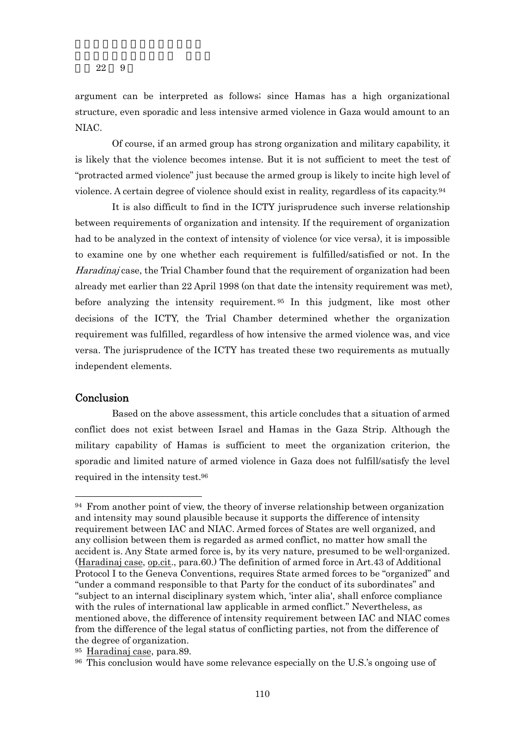argument can be interpreted as follows; since Hamas has a high organizational structure, even sporadic and less intensive armed violence in Gaza would amount to an NIAC.

Of course, if an armed group has strong organization and military capability, it is likely that the violence becomes intense. But it is not sufficient to meet the test of "protracted armed violence" just because the armed group is likely to incite high level of violence. A certain degree of violence should exist in reality, regardless of its capacity.[94]

It is also difficult to find in the ICTY jurisprudence such inverse relationship between requirements of organization and intensity. If the requirement of organization had to be analyzed in the context of intensity of violence (or vice versa), it is impossible to examine one by one whether each requirement is fulfilled/satisfied or not. In the *Haradinaj* case, the Trial Chamber found that the requirement of organization had been already met earlier than 22 April 1998 (on that date the intensity requirement was met), before analyzing the intensity requirement.[95] In this judgment, like most other decisions of the ICTY, the Trial Chamber determined whether the organization requirement was fulfilled, regardless of how intensive the armed violence was, and vice versa. The jurisprudence of the ICTY has treated these two requirements as mutually independent elements.

## Conclusion

Based on the above assessment, this article concludes that a situation of armed conflict does not exist between Israel and Hamas in the Gaza Strip. Although the military capability of Hamas is sufficient to meet the organization criterion, the sporadic and limited nature of armed violence in Gaza does not fulfill/satisfy the level required in the intensity test.[96]

---

[94] From another point of view, the theory of inverse relationship between organization and intensity may sound plausible because it supports the difference of intensity requirement between IAC and NIAC. Armed forces of States are well organized, and any collision between them is regarded as armed conflict, no matter how small the accident is. Any State armed force is, by its very nature, presumed to be well-organized. (Haradinaj case, op.cit., para.60.) The definition of armed force in Art.43 of Additional Protocol I to the Geneva Conventions, requires State armed forces to be "organized" and "under a command responsible to that Party for the conduct of its subordinates" and "subject to an internal disciplinary system which, 'inter alia', shall enforce compliance with the rules of international law applicable in armed conflict." Nevertheless, as mentioned above, the difference of intensity requirement between IAC and NIAC comes from the difference of the legal status of conflicting parties, not from the difference of the degree of organization.

[95] Haradinaj case, para.89.

[96] This conclusion would have some relevance especially on the U.S.'s ongoing use of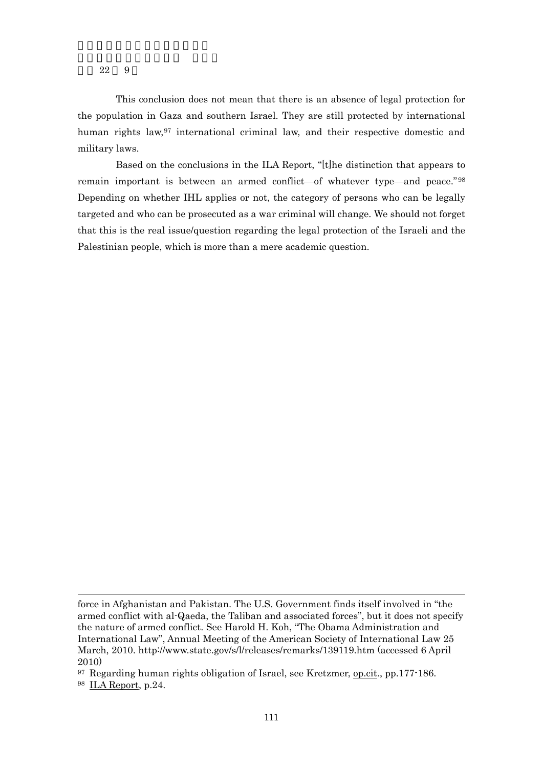This conclusion does not mean that there is an absence of legal protection for the population in Gaza and southern Israel. They are still protected by international human rights law,[97] international criminal law, and their respective domestic and military laws.

Based on the conclusions in the ILA Report, "[t]he distinction that appears to remain important is between an armed conflict—of whatever type—and peace."[98] Depending on whether IHL applies or not, the category of persons who can be legally targeted and who can be prosecuted as a war criminal will change. We should not forget that this is the real issue/question regarding the legal protection of the Israeli and the Palestinian people, which is more than a mere academic question.

---

force in Afghanistan and Pakistan. The U.S. Government finds itself involved in "the armed conflict with al-Qaeda, the Taliban and associated forces", but it does not specify the nature of armed conflict. See Harold H. Koh, "The Obama Administration and International Law", Annual Meeting of the American Society of International Law 25 March, 2010. http://www.state.gov/s/l/releases/remarks/139119.htm (accessed 6 April 2010)

[97] Regarding human rights obligation of Israel, see Kretzmer, op.cit., pp.177-186.

[98] ILA Report, p.24.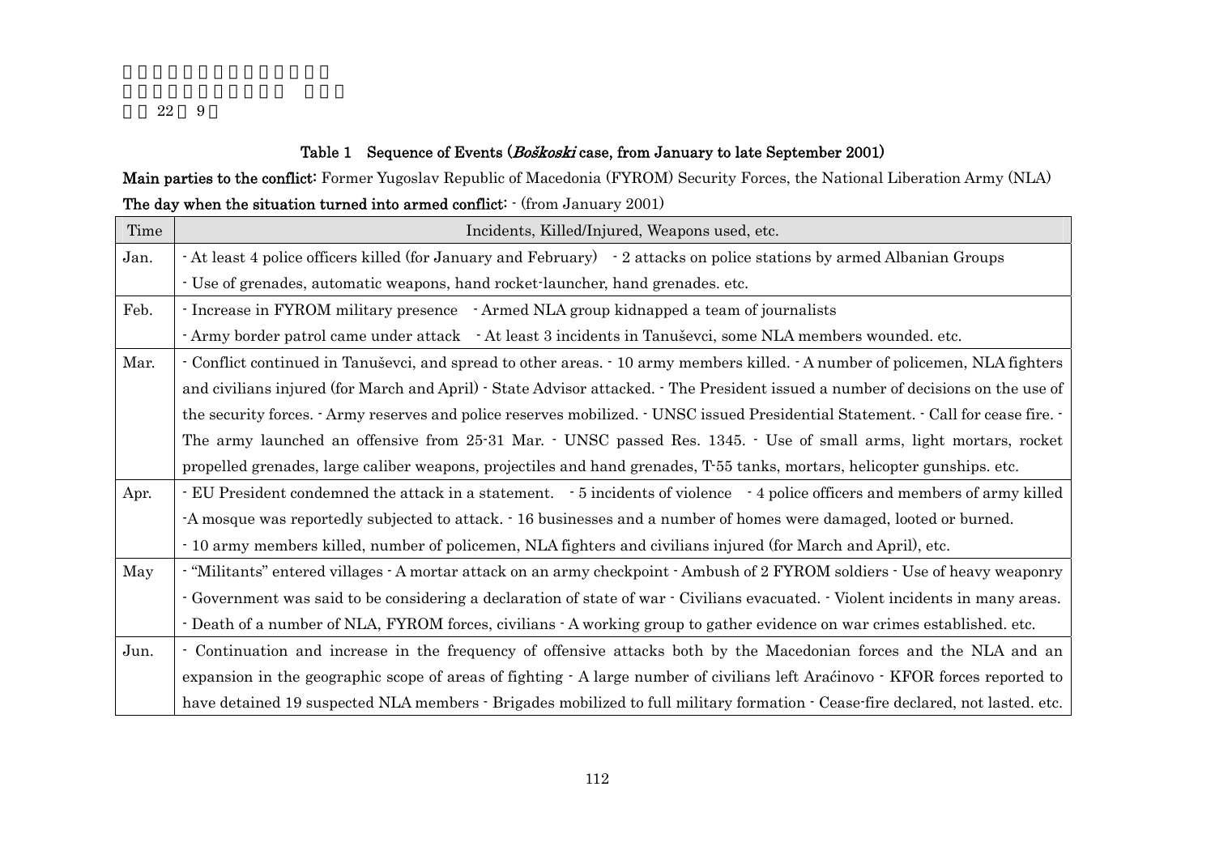**Table 1　Sequence of Events (*Boškoski* case, from January to late September 2001)**

**Main parties to the conflict:** Former Yugoslav Republic of Macedonia (FYROM) Security Forces, the National Liberation Army (NLA)

**The day when the situation turned into armed conflict:** - (from January 2001)

| Time | Incidents, Killed/Injured, Weapons used, etc. |
|---|---|
| Jan. | - At least 4 police officers killed (for January and February)　- 2 attacks on police stations by armed Albanian Groups<br>- Use of grenades, automatic weapons, hand rocket-launcher, hand grenades. etc. |
| Feb. | - Increase in FYROM military presence　- Armed NLA group kidnapped a team of journalists<br>- Army border patrol came under attack　- At least 3 incidents in Tanuševci, some NLA members wounded. etc. |
| Mar. | - Conflict continued in Tanuševci, and spread to other areas. - 10 army members killed. - A number of policemen, NLA fighters and civilians injured (for March and April) - State Advisor attacked. - The President issued a number of decisions on the use of the security forces. - Army reserves and police reserves mobilized. - UNSC issued Presidential Statement. - Call for cease fire. - The army launched an offensive from 25-31 Mar. - UNSC passed Res. 1345. - Use of small arms, light mortars, rocket propelled grenades, large caliber weapons, projectiles and hand grenades, T-55 tanks, mortars, helicopter gunships. etc. |
| Apr. | - EU President condemned the attack in a statement.　- 5 incidents of violence　- 4 police officers and members of army killed<br>-A mosque was reportedly subjected to attack. - 16 businesses and a number of homes were damaged, looted or burned.<br>- 10 army members killed, number of policemen, NLA fighters and civilians injured (for March and April), etc. |
| May | - "Militants" entered villages - A mortar attack on an army checkpoint - Ambush of 2 FYROM soldiers - Use of heavy weaponry<br>- Government was said to be considering a declaration of state of war - Civilians evacuated. - Violent incidents in many areas.<br>- Death of a number of NLA, FYROM forces, civilians - A working group to gather evidence on war crimes established. etc. |
| Jun. | - Continuation and increase in the frequency of offensive attacks both by the Macedonian forces and the NLA and an expansion in the geographic scope of areas of fighting - A large number of civilians left Aracinovo - KFOR forces reported to have detained 19 suspected NLA members - Brigades mobilized to full military formation - Cease-fire declared, not lasted. etc. |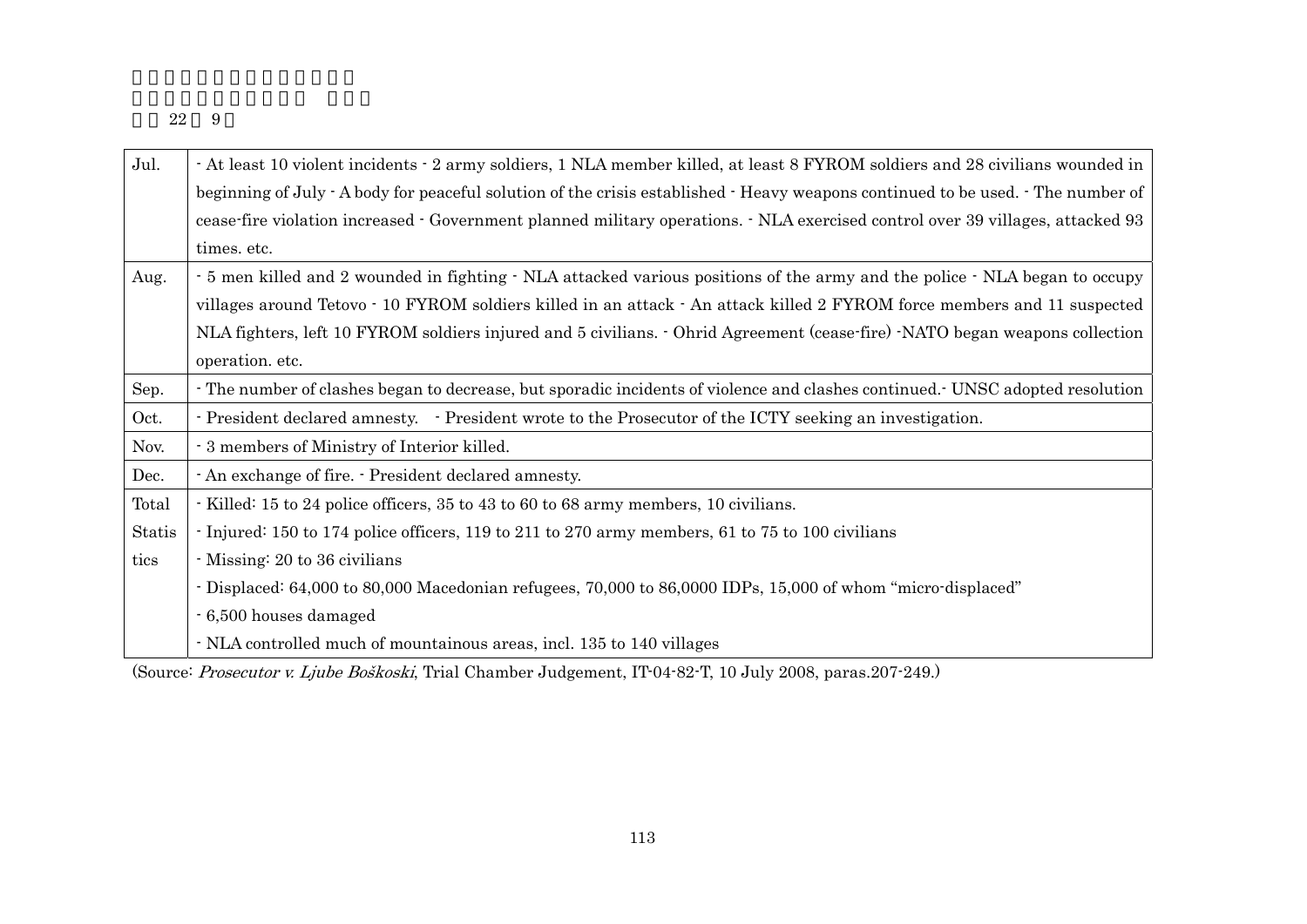| Jul. | - At least 10 violent incidents - 2 army soldiers, 1 NLA member killed, at least 8 FYROM soldiers and 28 civilians wounded in beginning of July - A body for peaceful solution of the crisis established - Heavy weapons continued to be used. - The number of cease-fire violation increased - Government planned military operations. - NLA exercised control over 39 villages, attacked 93 times. etc. |
|---|---|
| Aug. | - 5 men killed and 2 wounded in fighting - NLA attacked various positions of the army and the police - NLA began to occupy villages around Tetovo - 10 FYROM soldiers killed in an attack - An attack killed 2 FYROM force members and 11 suspected NLA fighters, left 10 FYROM soldiers injured and 5 civilians. - Ohrid Agreement (cease-fire) -NATO began weapons collection operation. etc. |
| Sep. | - The number of clashes began to decrease, but sporadic incidents of violence and clashes continued.- UNSC adopted resolution |
| Oct. | - President declared amnesty. - President wrote to the Prosecutor of the ICTY seeking an investigation. |
| Nov. | - 3 members of Ministry of Interior killed. |
| Dec. | - An exchange of fire. - President declared amnesty. |
| Total Statistics | - Killed: 15 to 24 police officers, 35 to 43 to 60 to 68 army members, 10 civilians.<br>- Injured: 150 to 174 police officers, 119 to 211 to 270 army members, 61 to 75 to 100 civilians<br>- Missing: 20 to 36 civilians<br>- Displaced: 64,000 to 80,000 Macedonian refugees, 70,000 to 86,0000 IDPs, 15,000 of whom "micro-displaced"<br>- 6,500 houses damaged<br>- NLA controlled much of mountainous areas, incl. 135 to 140 villages |

(Source: *Prosecutor v. Ljube Boškoski*, Trial Chamber Judgement, IT-04-82-T, 10 July 2008, paras.207-249.)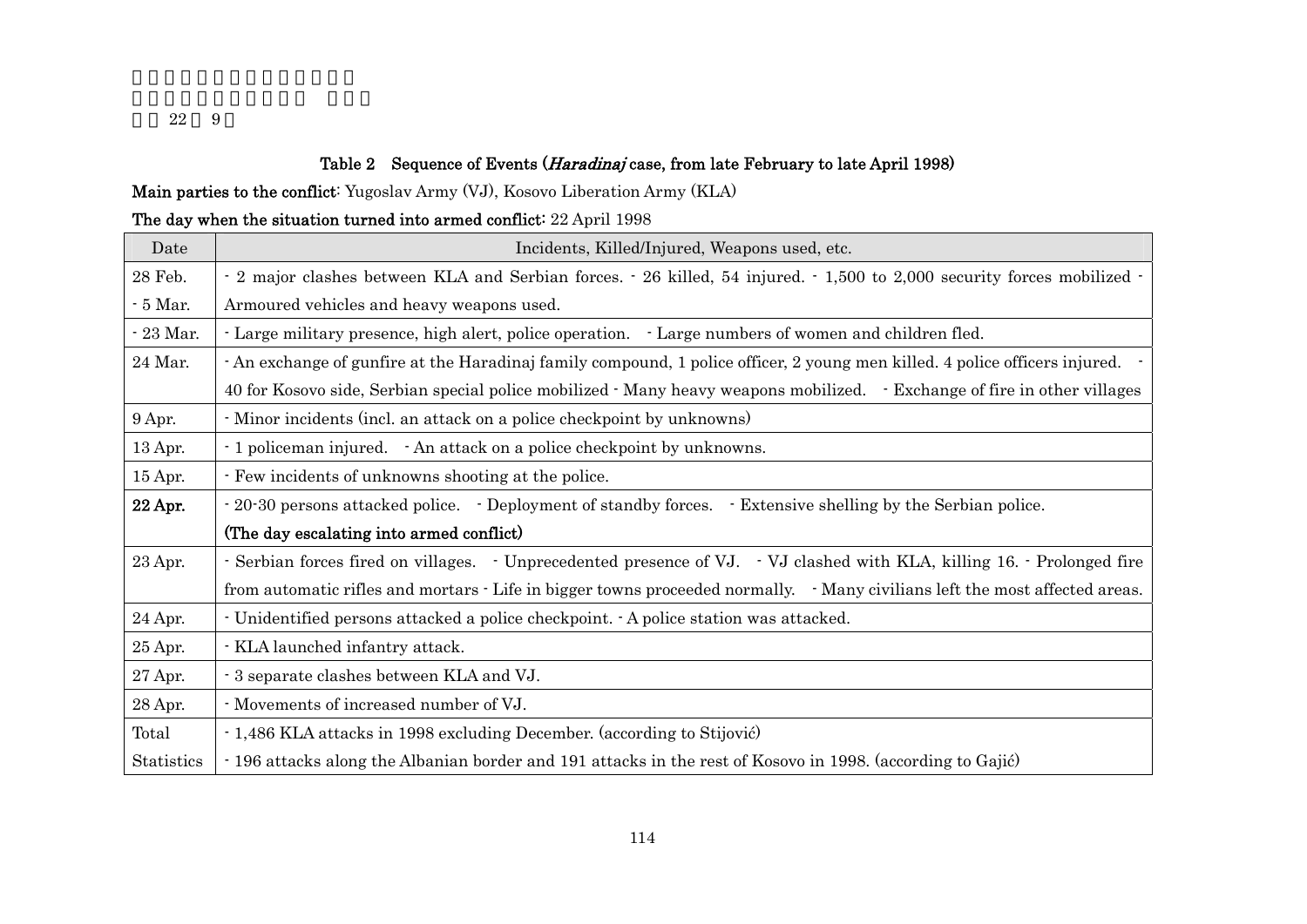### Table 2　Sequence of Events (*Haradinaj* case, from late February to late April 1998)

**Main parties to the conflict**: Yugoslav Army (VJ), Kosovo Liberation Army (KLA)

**The day when the situation turned into armed conflict**: 22 April 1998

| Date | Incidents, Killed/Injured, Weapons used, etc. |
|---|---|
| 28 Feb. - 5 Mar. | - 2 major clashes between KLA and Serbian forces. - 26 killed, 54 injured. - 1,500 to 2,000 security forces mobilized - Armoured vehicles and heavy weapons used. |
| - 23 Mar. | - Large military presence, high alert, police operation.　- Large numbers of women and children fled. |
| 24 Mar. | - An exchange of gunfire at the Haradinaj family compound, 1 police officer, 2 young men killed. 4 police officers injured.　- 40 for Kosovo side, Serbian special police mobilized - Many heavy weapons mobilized.　- Exchange of fire in other villages |
| 9 Apr. | - Minor incidents (incl. an attack on a police checkpoint by unknowns) |
| 13 Apr. | - 1 policeman injured.　- An attack on a police checkpoint by unknowns. |
| 15 Apr. | - Few incidents of unknowns shooting at the police. |
| **22 Apr.** | - 20-30 persons attacked police.　- Deployment of standby forces.　- Extensive shelling by the Serbian police. **(The day escalating into armed conflict)** |
| 23 Apr. | - Serbian forces fired on villages.　- Unprecedented presence of VJ.　- VJ clashed with KLA, killing 16. - Prolonged fire from automatic rifles and mortars - Life in bigger towns proceeded normally.　- Many civilians left the most affected areas. |
| 24 Apr. | - Unidentified persons attacked a police checkpoint. - A police station was attacked. |
| 25 Apr. | - KLA launched infantry attack. |
| 27 Apr. | - 3 separate clashes between KLA and VJ. |
| 28 Apr. | - Movements of increased number of VJ. |
| Total Statistics | - 1,486 KLA attacks in 1998 excluding December. (according to Stijović)<br>- 196 attacks along the Albanian border and 191 attacks in the rest of Kosovo in 1998. (according to Gajić) |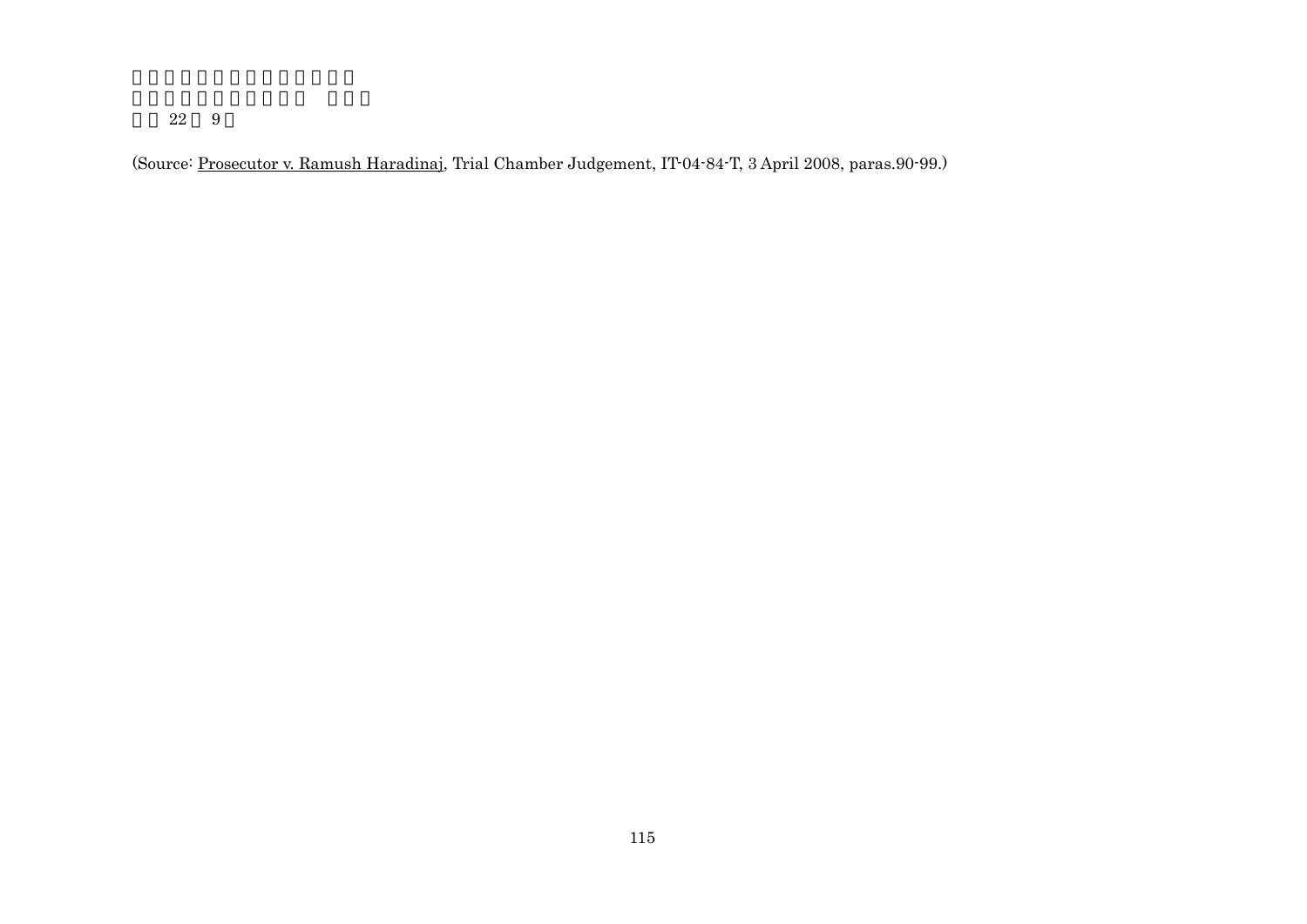(Source: <u>Prosecutor v. Ramush Haradinaj</u>, Trial Chamber Judgement, IT-04-84-T, 3 April 2008, paras.90-99.)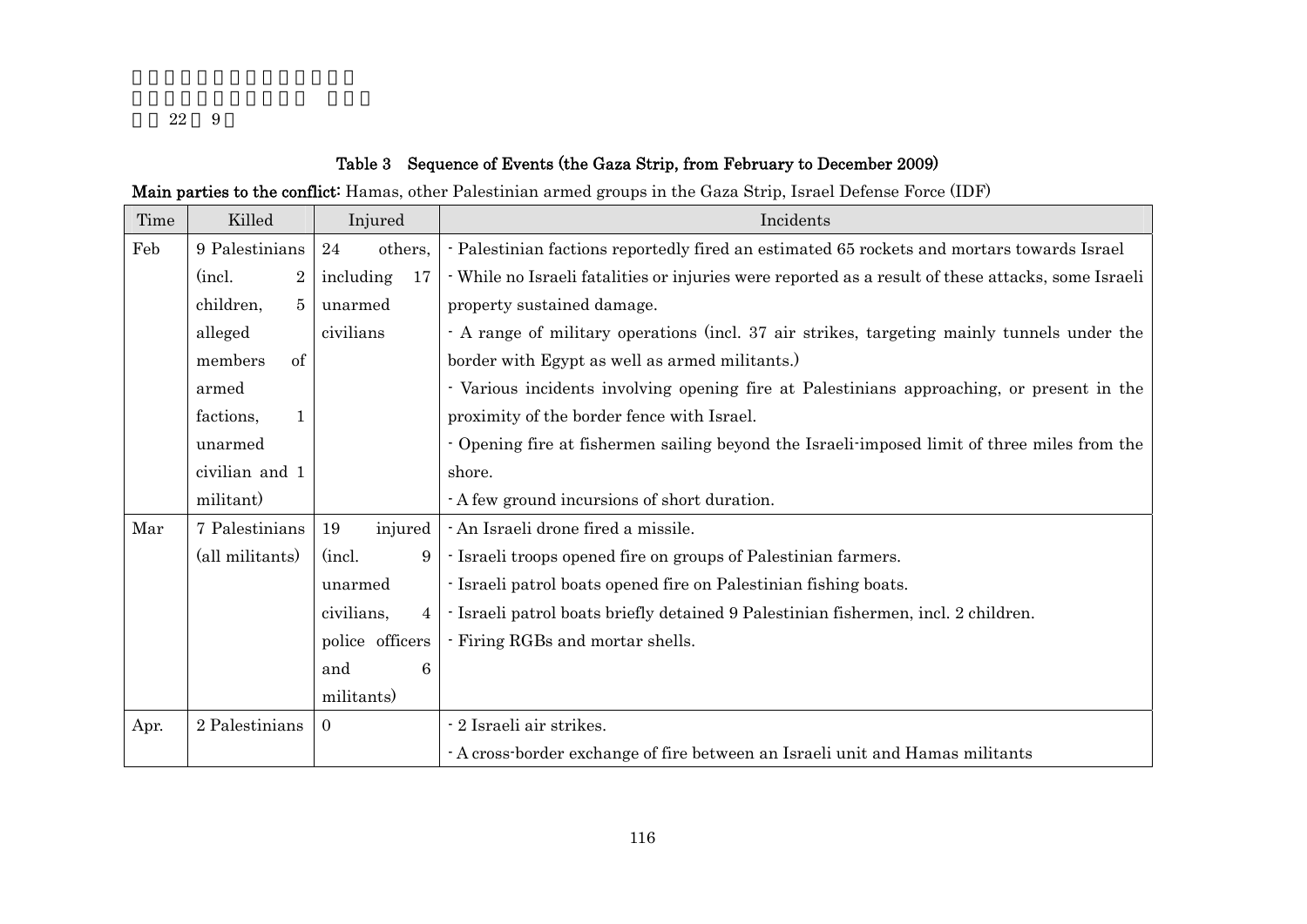## Table 3 Sequence of Events (the Gaza Strip, from February to December 2009)

**Main parties to the conflict:** Hamas, other Palestinian armed groups in the Gaza Strip, Israel Defense Force (IDF)

| Time | Killed | Injured | Incidents |
|---|---|---|---|
| Feb | 9 Palestinians (incl. 2 children, 5 alleged members of armed factions, 1 unarmed civilian and 1 militant) | 24 others, including 17 unarmed civilians | - Palestinian factions reportedly fired an estimated 65 rockets and mortars towards Israel<br>- While no Israeli fatalities or injuries were reported as a result of these attacks, some Israeli property sustained damage.<br>- A range of military operations (incl. 37 air strikes, targeting mainly tunnels under the border with Egypt as well as armed militants.)<br>- Various incidents involving opening fire at Palestinians approaching, or present in the proximity of the border fence with Israel.<br>- Opening fire at fishermen sailing beyond the Israeli-imposed limit of three miles from the shore.<br>- A few ground incursions of short duration. |
| Mar | 7 Palestinians (all militants) | 19 injured (incl. 9 unarmed civilians, 4 police officers and 6 militants) | - An Israeli drone fired a missile.<br>- Israeli troops opened fire on groups of Palestinian farmers.<br>- Israeli patrol boats opened fire on Palestinian fishing boats.<br>- Israeli patrol boats briefly detained 9 Palestinian fishermen, incl. 2 children.<br>- Firing RGBs and mortar shells. |
| Apr. | 2 Palestinians | 0 | - 2 Israeli air strikes.<br>- A cross-border exchange of fire between an Israeli unit and Hamas militants |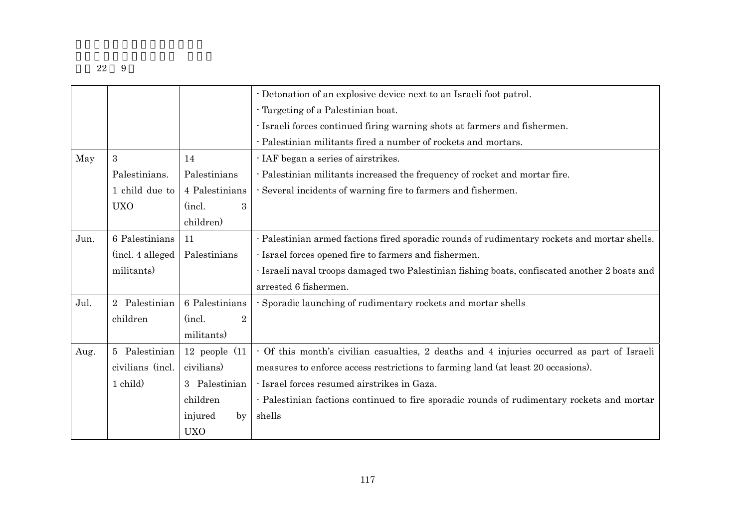| | | | - Detonation of an explosive device next to an Israeli foot patrol.<br>- Targeting of a Palestinian boat.<br>- Israeli forces continued firing warning shots at farmers and fishermen.<br>- Palestinian militants fired a number of rockets and mortars. |
|---|---|---|---|
| May | 3 Palestinians. 1 child due to UXO | 14 Palestinians 4 Palestinians (incl. 3 children) | - IAF began a series of airstrikes.<br>- Palestinian militants increased the frequency of rocket and mortar fire.<br>- Several incidents of warning fire to farmers and fishermen. |
| Jun. | 6 Palestinians (incl. 4 alleged militants) | 11 Palestinians | - Palestinian armed factions fired sporadic rounds of rudimentary rockets and mortar shells.<br>- Israel forces opened fire to farmers and fishermen.<br>- Israeli naval troops damaged two Palestinian fishing boats, confiscated another 2 boats and arrested 6 fishermen. |
| Jul. | 2 Palestinian children | 6 Palestinians (incl. 2 militants) | - Sporadic launching of rudimentary rockets and mortar shells |
| Aug. | 5 Palestinian civilians (incl. 1 child) | 12 people (11 civilians) 3 Palestinian children injured by UXO | - Of this month's civilian casualties, 2 deaths and 4 injuries occurred as part of Israeli measures to enforce access restrictions to farming land (at least 20 occasions).<br>- Israel forces resumed airstrikes in Gaza.<br>- Palestinian factions continued to fire sporadic rounds of rudimentary rockets and mortar shells |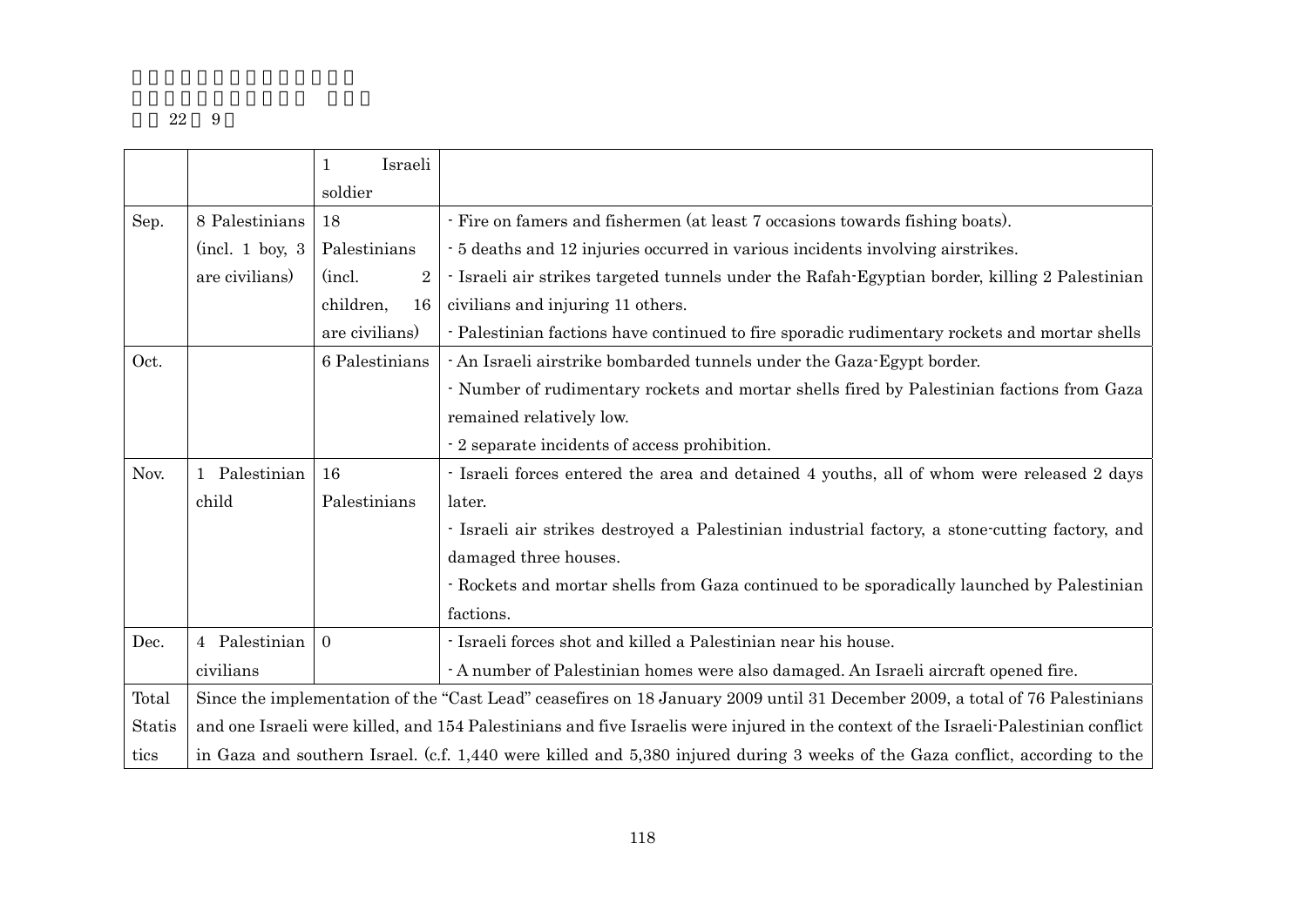|  |  | 1 Israeli soldier |  |
|---|---|---|---|
| Sep. | 8 Palestinians (incl. 1 boy, 3 are civilians) | 18 Palestinians (incl. 2 children, 16 are civilians) | - Fire on famers and fishermen (at least 7 occasions towards fishing boats).<br>- 5 deaths and 12 injuries occurred in various incidents involving airstrikes.<br>- Israeli air strikes targeted tunnels under the Rafah-Egyptian border, killing 2 Palestinian civilians and injuring 11 others.<br>- Palestinian factions have continued to fire sporadic rudimentary rockets and mortar shells |
| Oct. |  | 6 Palestinians | - An Israeli airstrike bombarded tunnels under the Gaza-Egypt border.<br>- Number of rudimentary rockets and mortar shells fired by Palestinian factions from Gaza remained relatively low.<br>- 2 separate incidents of access prohibition. |
| Nov. | 1 Palestinian child | 16 Palestinians | - Israeli forces entered the area and detained 4 youths, all of whom were released 2 days later.<br>- Israeli air strikes destroyed a Palestinian industrial factory, a stone-cutting factory, and damaged three houses.<br>- Rockets and mortar shells from Gaza continued to be sporadically launched by Palestinian factions. |
| Dec. | 4 Palestinian civilians | 0 | - Israeli forces shot and killed a Palestinian near his house.<br>- A number of Palestinian homes were also damaged. An Israeli aircraft opened fire. |
| Total Statistics | Since the implementation of the "Cast Lead" ceasefires on 18 January 2009 until 31 December 2009, a total of 76 Palestinians and one Israeli were killed, and 154 Palestinians and five Israelis were injured in the context of the Israeli-Palestinian conflict in Gaza and southern Israel. (c.f. 1,440 were killed and 5,380 injured during 3 weeks of the Gaza conflict, according to the | | |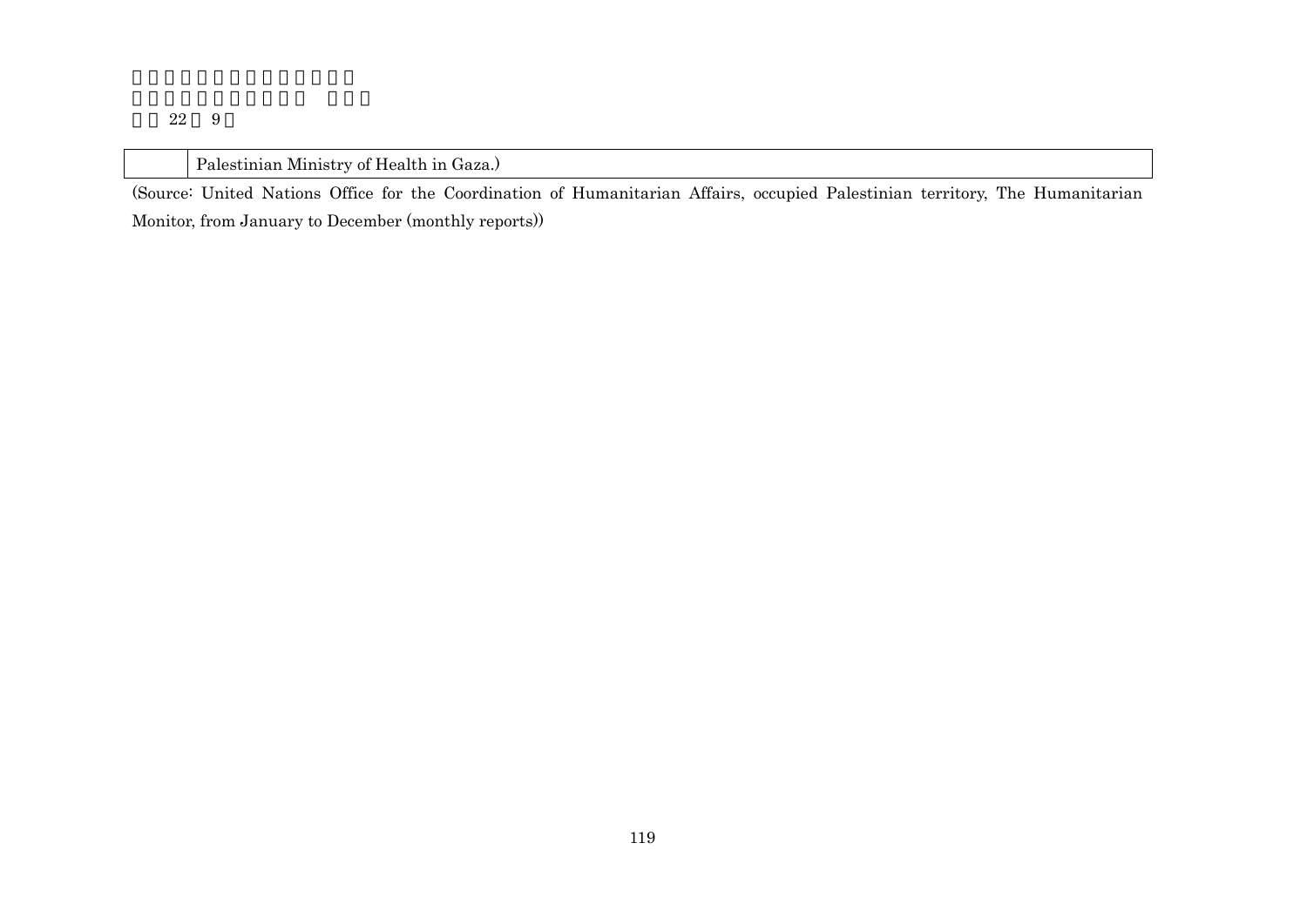| | |
|---|---|
| | Palestinian Ministry of Health in Gaza.) |

(Source: United Nations Office for the Coordination of Humanitarian Affairs, occupied Palestinian territory, The Humanitarian Monitor, from January to December (monthly reports))